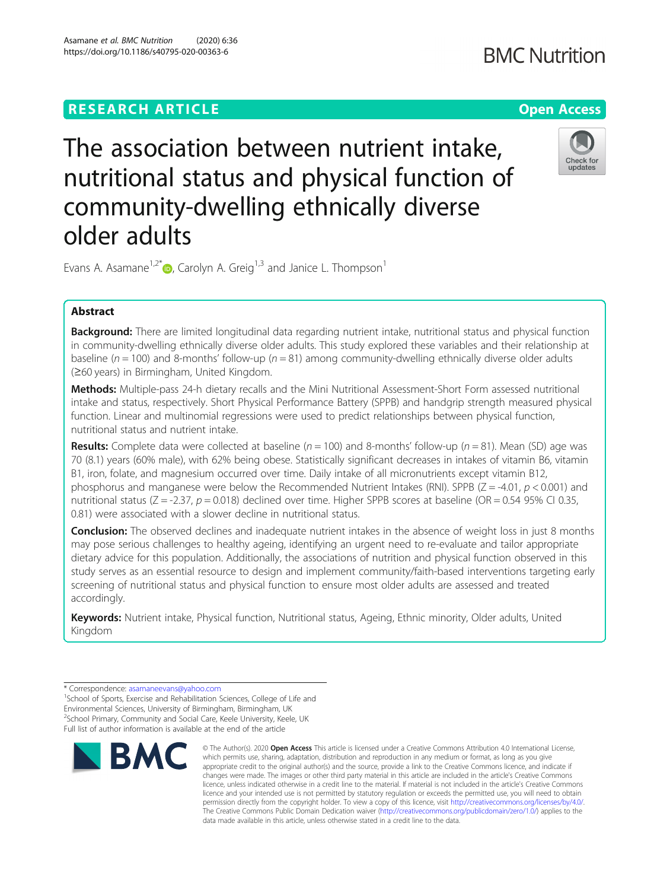RESEARCH ARTICLE

Open Access

# The association between nutrient intake, nutritional status and physical function of community-dwelling ethnically diverse older adults

Evans A. Asamane[1,2*], Carolyn A. Greig[1,3] and Janice L. Thompson[1]

## Abstract

**Background:** There are limited longitudinal data regarding nutrient intake, nutritional status and physical function in community-dwelling ethnically diverse older adults. This study explored these variables and their relationship at baseline ($n = 100$) and 8-months' follow-up ($n = 81$) among community-dwelling ethnically diverse older adults (≥60 years) in Birmingham, United Kingdom.

**Methods:** Multiple-pass 24-h dietary recalls and the Mini Nutritional Assessment-Short Form assessed nutritional intake and status, respectively. Short Physical Performance Battery (SPPB) and handgrip strength measured physical function. Linear and multinomial regressions were used to predict relationships between physical function, nutritional status and nutrient intake.

**Results:** Complete data were collected at baseline ($n = 100$) and 8-months' follow-up ($n = 81$). Mean (SD) age was 70 (8.1) years (60% male), with 62% being obese. Statistically significant decreases in intakes of vitamin B6, vitamin B1, iron, folate, and magnesium occurred over time. Daily intake of all micronutrients except vitamin B12, phosphorus and manganese were below the Recommended Nutrient Intakes (RNI). SPPB ($Z = -4.01$, $p < 0.001$) and nutritional status ($Z = -2.37$, $p = 0.018$) declined over time. Higher SPPB scores at baseline (OR = 0.54 95% CI 0.35, 0.81) were associated with a slower decline in nutritional status.

**Conclusion:** The observed declines and inadequate nutrient intakes in the absence of weight loss in just 8 months may pose serious challenges to healthy ageing, identifying an urgent need to re-evaluate and tailor appropriate dietary advice for this population. Additionally, the associations of nutrition and physical function observed in this study serves as an essential resource to design and implement community/faith-based interventions targeting early screening of nutritional status and physical function to ensure most older adults are assessed and treated accordingly.

**Keywords:** Nutrient intake, Physical function, Nutritional status, Ageing, Ethnic minority, Older adults, United Kingdom

\* Correspondence: asamaneevans@yahoo.com
[1]School of Sports, Exercise and Rehabilitation Sciences, College of Life and Environmental Sciences, University of Birmingham, Birmingham, UK
[2]School Primary, Community and Social Care, Keele University, Keele, UK
Full list of author information is available at the end of the article

© The Author(s). 2020 **Open Access** This article is licensed under a Creative Commons Attribution 4.0 International License, which permits use, sharing, adaptation, distribution and reproduction in any medium or format, as long as you give appropriate credit to the original author(s) and the source, provide a link to the Creative Commons licence, and indicate if changes were made. The images or other third party material in this article are included in the article's Creative Commons licence, unless indicated otherwise in a credit line to the material. If material is not included in the article's Creative Commons licence and your intended use is not permitted by statutory regulation or exceeds the permitted use, you will need to obtain permission directly from the copyright holder. To view a copy of this licence, visit http://creativecommons.org/licenses/by/4.0/. The Creative Commons Public Domain Dedication waiver (http://creativecommons.org/publicdomain/zero/1.0/) applies to the data made available in this article, unless otherwise stated in a credit line to the data.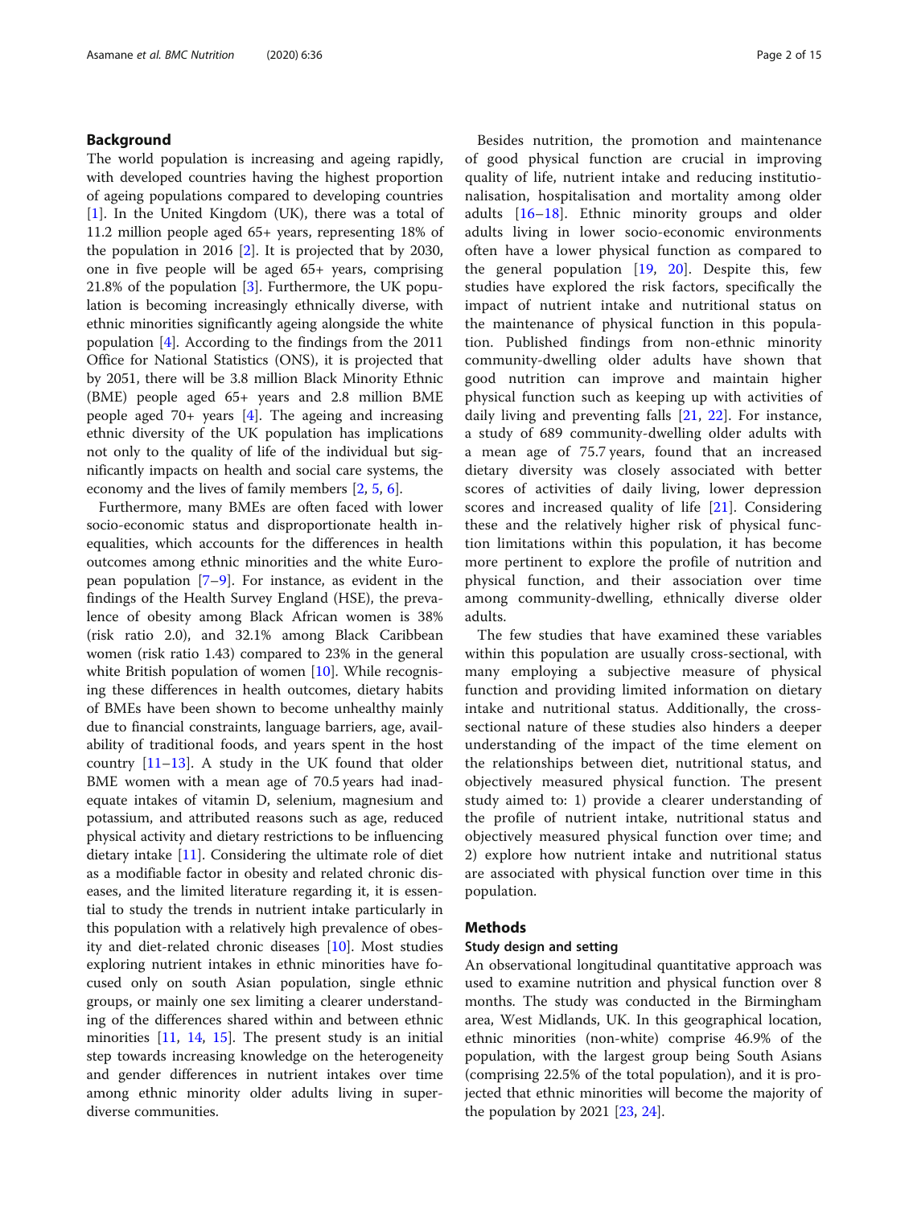## Background

The world population is increasing and ageing rapidly, with developed countries having the highest proportion of ageing populations compared to developing countries [1]. In the United Kingdom (UK), there was a total of 11.2 million people aged 65+ years, representing 18% of the population in 2016 [2]. It is projected that by 2030, one in five people will be aged 65+ years, comprising 21.8% of the population [3]. Furthermore, the UK population is becoming increasingly ethnically diverse, with ethnic minorities significantly ageing alongside the white population [4]. According to the 2011 Office for National Statistics (ONS), it is projected that by 2051, there will be 3.8 million Black Minority Ethnic (BME) people aged 65+ years and 2.8 million BME people aged 70+ years [4]. The ageing and increasing ethnic diversity of the UK population has implications not only to the quality of life of the individual but significantly impacts on health and social care systems, the economy and the lives of family members [2, 5, 6].

Furthermore, many BMEs are often faced with lower socio-economic status and disproportionate health inequalities, which accounts for the differences in health outcomes among ethnic minorities and the white European population [7–9]. For instance, as evident in the findings of the Health Survey England (HSE), the prevalence of obesity among Black African women is 38% (risk ratio 2.0), and 32.1% among Black Caribbean women (risk ratio 1.43) compared to 23% in the general white British population of women [10]. While recognising these differences in health outcomes, dietary habits of BMEs have been shown to become unhealthy mainly due to financial constraints, language barriers, age, availability of traditional foods, and years spent in the host country [11–13]. A study in the UK found that older BME women with a mean age of 70.5 years had inadequate intakes of vitamin D, selenium, magnesium and potassium, and attributed reasons such as age, reduced physical activity and dietary restrictions to be influencing dietary intake [11]. Considering the ultimate role of diet as a modifiable factor in obesity and related chronic diseases, and the limited literature regarding it, it is essential to study the trends in nutrient intake particularly in this population with a relatively high prevalence of obesity and diet-related chronic diseases [10]. Most studies exploring nutrient intakes in ethnic minorities have focused only on south Asian population, single ethnic groups, or mainly one sex limiting a clearer understanding of the differences shared within and between ethnic minorities [11, 14, 15]. The present study is an initial step towards increasing knowledge on the heterogeneity and gender differences in nutrient intakes over time among ethnic minority older adults living in super-diverse communities.

Besides nutrition, the promotion and maintenance of good physical function are crucial in improving quality of life, nutrient intake and reducing institutionalisation, hospitalisation and mortality among older adults [16–18]. Ethnic minority groups and older adults living in lower socio-economic environments often have a lower physical function as compared to the general population [19, 20]. Despite this, few studies have explored the risk factors, specifically the impact of nutrient intake and nutritional status on the maintenance of physical function in this population. Published findings from non-ethnic minority community-dwelling older adults have shown that good nutrition can improve and maintain higher physical function such as keeping up with activities of daily living and preventing falls [21, 22]. For instance, a study of 689 community-dwelling older adults with a mean age of 75.7 years, found that an increased dietary diversity was closely associated with better scores of activities of daily living, lower depression scores and increased quality of life [21]. Considering these and the relatively higher risk of physical function limitations within this population, it has become more pertinent to explore the profile of nutrition and physical function, and their association over time among community-dwelling, ethnically diverse older adults.

The few studies that have examined these variables within this population are usually cross-sectional, with many employing a subjective measure of physical function and providing limited information on dietary intake and nutritional status. Additionally, the cross-sectional nature of these studies also hinders a deeper understanding of the impact of the time element on the relationships between diet, nutritional status, and objectively measured physical function. The present study aimed to: 1) provide a clearer understanding of the profile of nutrient intake, nutritional status and objectively measured physical function over time; and 2) explore how nutrient intake and nutritional status are associated with physical function over time in this population.

## Methods

### Study design and setting

An observational longitudinal quantitative approach was used to examine nutrition and physical function over 8 months. The study was conducted in the Birmingham area, West Midlands, UK. In this geographical location, ethnic minorities (non-white) comprise 46.9% of the population, with the largest group being South Asians (comprising 22.5% of the total population), and it is projected that ethnic minorities will become the majority of the population by 2021 [23, 24].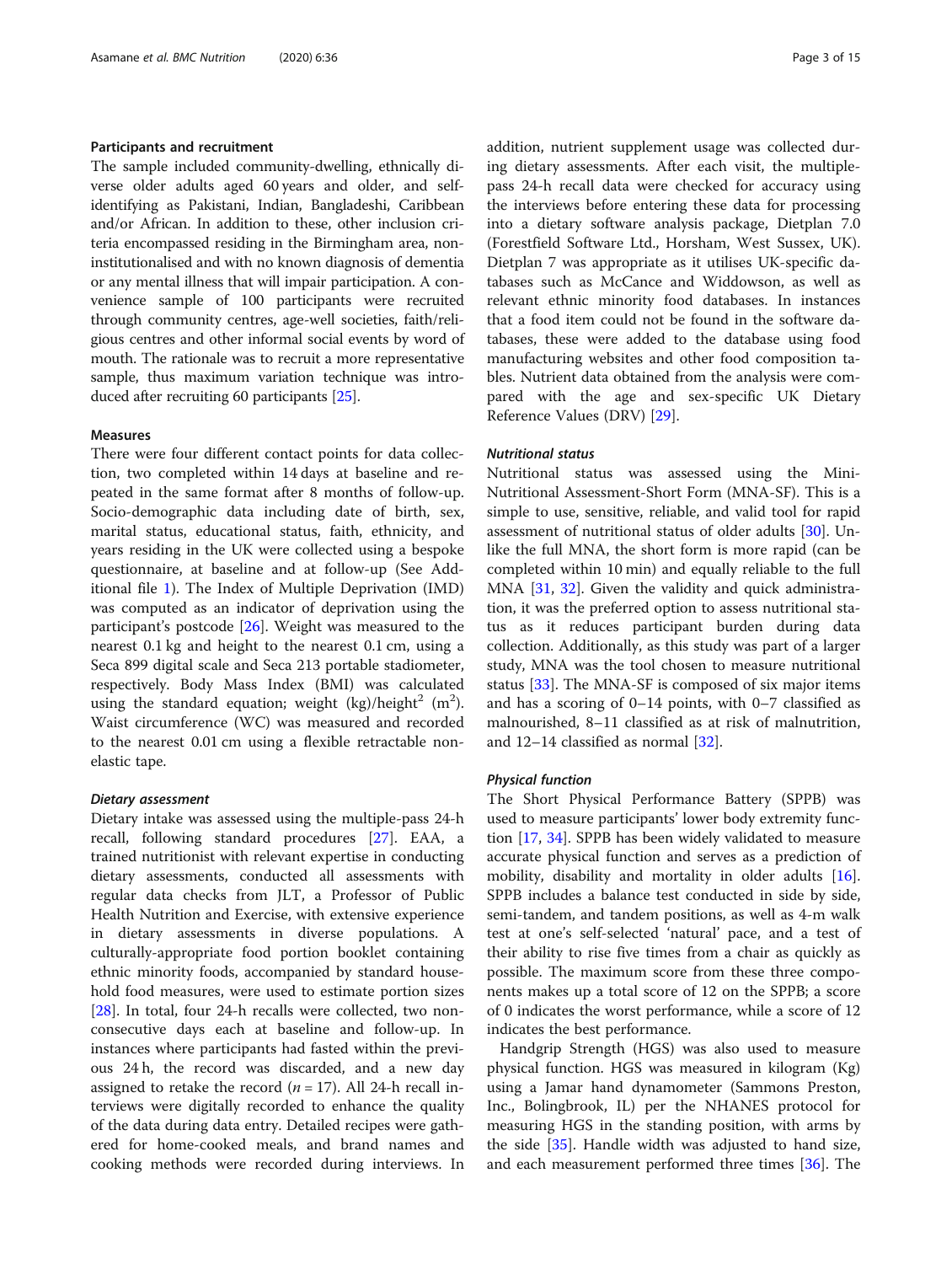### Participants and recruitment

The sample included community-dwelling, ethnically diverse older adults aged 60 years and older, and self-identifying as Pakistani, Indian, Bangladeshi, Caribbean and/or African. In addition to these, other inclusion criteria encompassed residing in the Birmingham area, non-institutionalised and with no known diagnosis of dementia or any mental illness that will impair participation. A convenience sample of 100 participants were recruited through community centres, age-well societies, faith/religious centres and other informal social events by word of mouth. The rationale was to recruit a more representative sample, thus maximum variation technique was introduced after recruiting 60 participants [25].

### Measures

There were four different contact points for data collection, two completed within 14 days at baseline and repeated in the same format after 8 months of follow-up. Socio-demographic data including date of birth, sex, marital status, educational status, faith, ethnicity, and years residing in the UK were collected using a bespoke questionnaire, at baseline and at follow-up (See Additional file 1). The Index of Multiple Deprivation (IMD) was computed as an indicator of deprivation using the participant's postcode [26]. Weight was measured to the nearest 0.1 kg and height to the nearest 0.1 cm, using a Seca 899 digital scale and Seca 213 portable stadiometer, respectively. Body Mass Index (BMI) was calculated using the standard equation; weight (kg)/height$^2$ (m$^2$). Waist circumference (WC) was measured and recorded to the nearest 0.01 cm using a flexible retractable non-elastic tape.

#### *Dietary assessment*

Dietary intake was assessed using the multiple-pass 24-h recall, following standard procedures [27]. EAA, a trained nutritionist with relevant expertise in conducting dietary assessments, conducted all assessments with regular data checks from JLT, a Professor of Public Health Nutrition and Exercise, with extensive experience in dietary assessments in diverse populations. A culturally-appropriate food portion booklet containing ethnic minority foods, accompanied by standard household food measures, were used to estimate portion sizes [28]. In total, four 24-h recalls were collected, two non-consecutive days each at baseline and follow-up. In instances where participants had fasted within the previous 24 h, the record was discarded, and a new day assigned to retake the record ($n = 17$). All 24-h recall interviews were digitally recorded to enhance the quality of the data during data entry. Detailed recipes were gathered for home-cooked meals, and brand names and cooking methods were recorded during interviews. In addition, nutrient supplement usage was collected during dietary assessments. After each visit, the multiple-pass 24-h recall data were checked for accuracy using the interviews before entering these data for processing into a dietary software analysis package, Dietplan 7.0 (Forestfield Software Ltd., Horsham, West Sussex, UK). Dietplan 7 was appropriate as it utilises UK-specific databases such as McCance and Widdowson, as well as relevant ethnic minority food databases. In instances that a food item could not be found in the software databases, these were added to the database using food manufacturing websites and other food composition tables. Nutrient data obtained from the analysis were compared with the age and sex-specific UK Dietary Reference Values (DRV) [29].

#### *Nutritional status*

Nutritional status was assessed using the Mini-Nutritional Assessment-Short Form (MNA-SF). This is a simple to use, sensitive, reliable, and valid tool for rapid assessment of nutritional status of older adults [30]. Unlike the full MNA, the short form is more rapid (can be completed within 10 min) and equally reliable to the full MNA [31, 32]. Given the validity and quick administration, it was the preferred option to assess nutritional status as it reduces participant burden during data collection. Additionally, as this study was part of a larger study, MNA was the tool chosen to measure nutritional status [33]. The MNA-SF is composed of six major items and has a scoring of 0–14 points, with 0–7 classified as malnourished, 8–11 classified as at risk of malnutrition, and 12–14 classified as normal [32].

#### *Physical function*

The Short Physical Performance Battery (SPPB) was used to measure participants' lower body extremity function [17, 34]. SPPB has been widely validated to measure accurate physical function and serves as a prediction of mobility, disability and mortality in older adults [16]. SPPB includes a balance test conducted in side by side, semi-tandem, and tandem positions, as well as 4-m walk test at one's self-selected 'natural' pace, and a test of their ability to rise five times from a chair as quickly as possible. The maximum score from these three components makes up a total score of 12 on the SPPB; a score of 0 indicates the worst performance, while a score of 12 indicates the best performance.

Handgrip Strength (HGS) was also used to measure physical function. HGS was measured in kilogram (Kg) using a Jamar hand dynamometer (Sammons Preston, Inc., Bolingbrook, IL) per the NHANES protocol for measuring HGS in the standing position, with arms by the side [35]. Handle width was adjusted to hand size, and each measurement performed three times [36]. The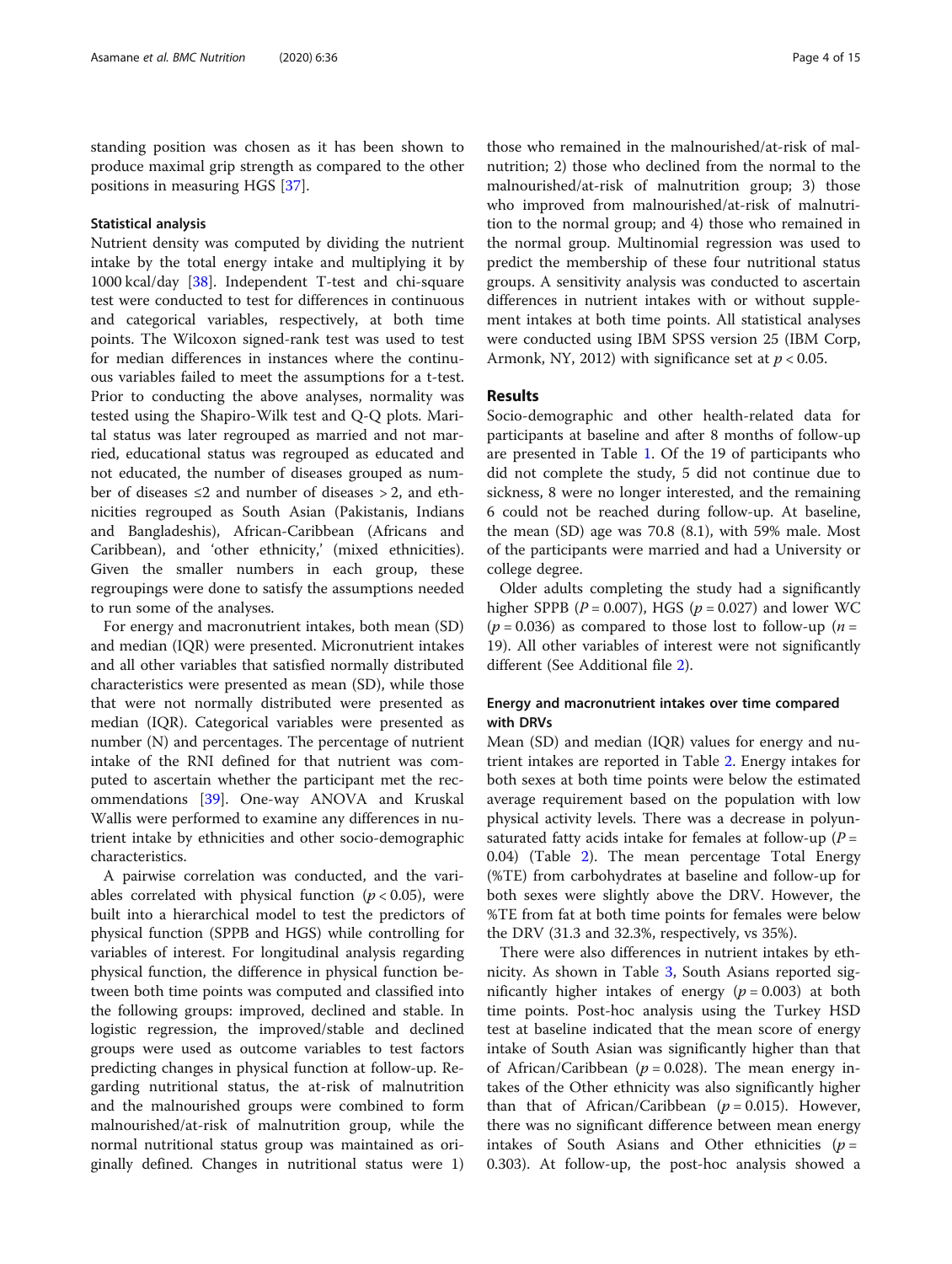standing position was chosen as it has been shown to produce maximal grip strength as compared to the other positions in measuring HGS [37].

### Statistical analysis

Nutrient density was computed by dividing the nutrient intake by the total energy intake and multiplying it by 1000 kcal/day [38]. Independent T-test and chi-square test were conducted to test for differences in continuous and categorical variables, respectively, at both time points. The Wilcoxon signed-rank test was used to test for median differences in instances where the continuous variables failed to meet the assumptions for a t-test. Prior to conducting the above analyses, normality was tested using the Shapiro-Wilk test and Q-Q plots. Marital status was later regrouped as married and not married, educational status was regrouped as educated and not educated, the number of diseases grouped as number of diseases ≤2 and number of diseases > 2, and ethnicities regrouped as South Asian (Pakistanis, Indians and Bangladeshis), African-Caribbean (Africans and Caribbean), and 'other ethnicity,' (mixed ethnicities). Given the smaller numbers in each group, these regroupings were done to satisfy the assumptions needed to run some of the analyses.

For energy and macronutrient intakes, both mean (SD) and median (IQR) were presented. Micronutrient intakes and all other variables that satisfied normally distributed characteristics were presented as mean (SD), while those that were not normally distributed were presented as median (IQR). Categorical variables were presented as number (N) and percentages. The percentage of nutrient intake of the RNI defined for that nutrient was computed to ascertain whether the participant met the recommendations [39]. One-way ANOVA and Kruskal Wallis were performed to examine any differences in nutrient intake by ethnicities and other socio-demographic characteristics.

A pairwise correlation was conducted, and the variables correlated with physical function ($p < 0.05$), were built into a hierarchical model to test the predictors of physical function (SPPB and HGS) while controlling for variables of interest. For longitudinal analysis regarding physical function, the difference in physical function between both time points was computed and classified into the following groups: improved, declined and stable. In logistic regression, the improved/stable and declined groups were used as outcome variables to test factors predicting changes in physical function at follow-up. Regarding nutritional status, the at-risk of malnutrition and the malnourished groups were combined to form malnourished/at-risk of malnutrition group, while the normal nutritional status group was maintained as originally defined. Changes in nutritional status were 1) those who remained in the malnourished/at-risk of malnutrition; 2) those who declined from the normal to the malnourished/at-risk of malnutrition group; 3) those who improved from malnourished/at-risk of malnutrition to the normal group; and 4) those who remained in the normal group. Multinomial regression was used to predict the membership of these four nutritional status groups. A sensitivity analysis was conducted to ascertain differences in nutrient intakes with or without supplement intakes at both time points. All statistical analyses were conducted using IBM SPSS version 25 (IBM Corp, Armonk, NY, 2012) with significance set at $p < 0.05$.

## Results

Socio-demographic and other health-related data for participants at baseline and after 8 months of follow-up are presented in Table 1. Of the 19 of participants who did not complete the study, 5 did not continue due to sickness, 8 were no longer interested, and the remaining 6 could not be reached during follow-up. At baseline, the mean (SD) age was 70.8 (8.1), with 59% male. Most of the participants were married and had a University or college degree.

Older adults completing the study had a significantly higher SPPB ($P = 0.007$), HGS ($p = 0.027$) and lower WC ($p = 0.036$) as compared to those lost to follow-up ($n = 19$). All other variables of interest were not significantly different (See Additional file 2).

### Energy and macronutrient intakes over time compared with DRVs

Mean (SD) and median (IQR) values for energy and nutrient intakes are reported in Table 2. Energy intakes for both sexes at both time points were below the estimated average requirement based on the population with low physical activity levels. There was a decrease in polyunsaturated fatty acids intake for females at follow-up ($P = 0.04$) (Table 2). The mean percentage Total Energy (%TE) from carbohydrates at baseline and follow-up for both sexes were slightly above the DRV. However, the %TE from fat at both time points for females were below the DRV (31.3 and 32.3%, respectively, vs 35%).

There were also differences in nutrient intakes by ethnicity. As shown in Table 3, South Asians reported significantly higher intakes of energy ($p = 0.003$) at both time points. Post-hoc analysis using the Turkey HSD test at baseline indicated that the mean score of energy intake of South Asian was significantly higher than that of African/Caribbean ($p = 0.028$). The mean energy intakes of the Other ethnicity was also significantly higher than that of African/Caribbean ($p = 0.015$). However, there was no significant difference between mean energy intakes of South Asians and Other ethnicities ($p = 0.303$). At follow-up, the post-hoc analysis showed a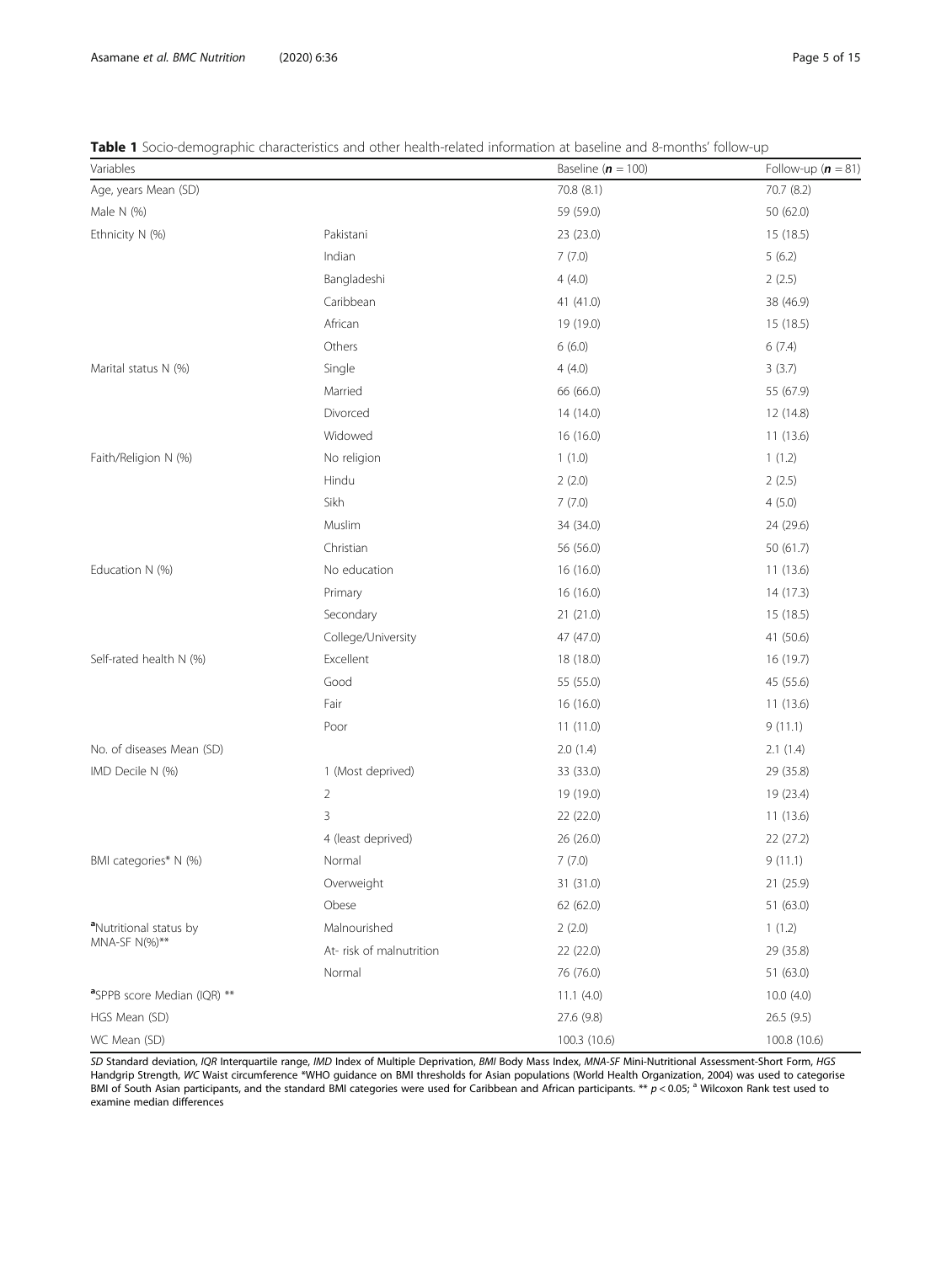**Table 1** Socio-demographic characteristics and other health-related information at baseline and 8-months' follow-up

| Variables | | Baseline (***n*** = 100) | Follow-up (***n*** = 81) |
|---|---|---|---|
| Age, years Mean (SD) | | 70.8 (8.1) | 70.7 (8.2) |
| Male N (%) | | 59 (59.0) | 50 (62.0) |
| Ethnicity N (%) | Pakistani | 23 (23.0) | 15 (18.5) |
| | Indian | 7 (7.0) | 5 (6.2) |
| | Bangladeshi | 4 (4.0) | 2 (2.5) |
| | Caribbean | 41 (41.0) | 38 (46.9) |
| | African | 19 (19.0) | 15 (18.5) |
| | Others | 6 (6.0) | 6 (7.4) |
| Marital status N (%) | Single | 4 (4.0) | 3 (3.7) |
| | Married | 66 (66.0) | 55 (67.9) |
| | Divorced | 14 (14.0) | 12 (14.8) |
| | Widowed | 16 (16.0) | 11 (13.6) |
| Faith/Religion N (%) | No religion | 1 (1.0) | 1 (1.2) |
| | Hindu | 2 (2.0) | 2 (2.5) |
| | Sikh | 7 (7.0) | 4 (5.0) |
| | Muslim | 34 (34.0) | 24 (29.6) |
| | Christian | 56 (56.0) | 50 (61.7) |
| Education N (%) | No education | 16 (16.0) | 11 (13.6) |
| | Primary | 16 (16.0) | 14 (17.3) |
| | Secondary | 21 (21.0) | 15 (18.5) |
| | College/University | 47 (47.0) | 41 (50.6) |
| Self-rated health N (%) | Excellent | 18 (18.0) | 16 (19.7) |
| | Good | 55 (55.0) | 45 (55.6) |
| | Fair | 16 (16.0) | 11 (13.6) |
| | Poor | 11 (11.0) | 9 (11.1) |
| No. of diseases Mean (SD) | | 2.0 (1.4) | 2.1 (1.4) |
| IMD Decile N (%) | 1 (Most deprived) | 33 (33.0) | 29 (35.8) |
| | 2 | 19 (19.0) | 19 (23.4) |
| | 3 | 22 (22.0) | 11 (13.6) |
| | 4 (least deprived) | 26 (26.0) | 22 (27.2) |
| BMI categories* N (%) | Normal | 7 (7.0) | 9 (11.1) |
| | Overweight | 31 (31.0) | 21 (25.9) |
| | Obese | 62 (62.0) | 51 (63.0) |
| [a]Nutritional status by MNA-SF N(%)** | Malnourished | 2 (2.0) | 1 (1.2) |
| | At- risk of malnutrition | 22 (22.0) | 29 (35.8) |
| | Normal | 76 (76.0) | 51 (63.0) |
| [a]SPPB score Median (IQR) ** | | 11.1 (4.0) | 10.0 (4.0) |
| HGS Mean (SD) | | 27.6 (9.8) | 26.5 (9.5) |
| WC Mean (SD) | | 100.3 (10.6) | 100.8 (10.6) |

*SD* Standard deviation, *IQR* Interquartile range, *IMD* Index of Multiple Deprivation, *BMI* Body Mass Index, *MNA-SF* Mini-Nutritional Assessment-Short Form, *HGS* Handgrip Strength, *WC* Waist circumference *WHO guidance on BMI thresholds for Asian populations (World Health Organization, 2004) was used to categorise BMI of South Asian participants, and the standard BMI categories were used for Caribbean and African participants. ** $p < 0.05$; [a] Wilcoxon Rank test used to examine median differences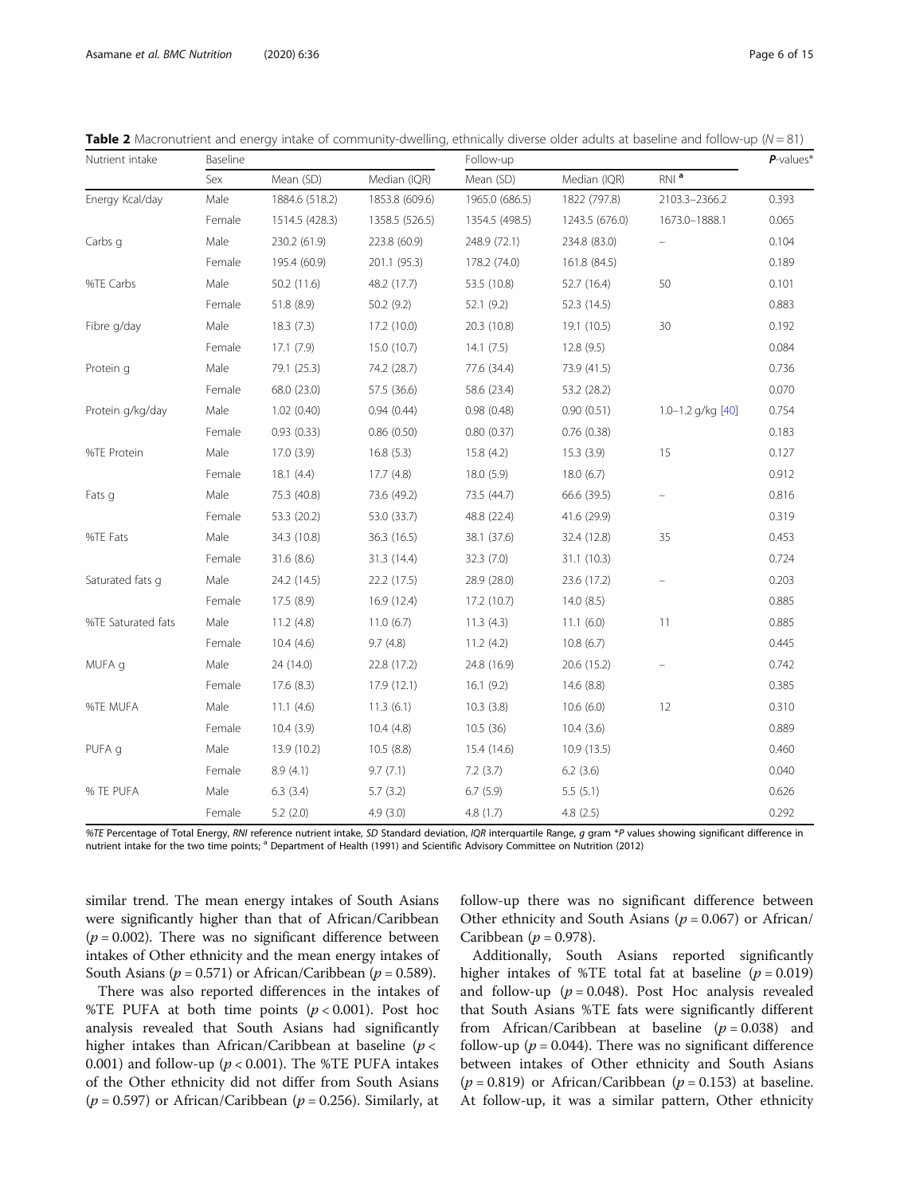**Table 2** Macronutrient and energy intake of community-dwelling, ethnically diverse older adults at baseline and follow-up ($N = 81$)

| Nutrient intake | Baseline | | | Follow-up | | | *P*-values* |
|---|---|---|---|---|---|---|---|
| | Sex | Mean (SD) | Median (IQR) | Mean (SD) | Median (IQR) | RNI [a] | |
| Energy Kcal/day | Male | 1884.6 (518.2) | 1853.8 (609.6) | 1965.0 (686.5) | 1822 (797.8) | 2103.3–2366.2 | 0.393 |
| | Female | 1514.5 (428.3) | 1358.5 (526.5) | 1354.5 (498.5) | 1243.5 (676.0) | 1673.0–1888.1 | 0.065 |
| Carbs g | Male | 230.2 (61.9) | 223.8 (60.9) | 248.9 (72.1) | 234.8 (83.0) | – | 0.104 |
| | Female | 195.4 (60.9) | 201.1 (95.3) | 178.2 (74.0) | 161.8 (84.5) | | 0.189 |
| %TE Carbs | Male | 50.2 (11.6) | 48.2 (17.7) | 53.5 (10.8) | 52.7 (16.4) | 50 | 0.101 |
| | Female | 51.8 (8.9) | 50.2 (9.2) | 52.1 (9.2) | 52.3 (14.5) | | 0.883 |
| Fibre g/day | Male | 18.3 (7.3) | 17.2 (10.0) | 20.3 (10.8) | 19.1 (10.5) | 30 | 0.192 |
| | Female | 17.1 (7.9) | 15.0 (10.7) | 14.1 (7.5) | 12.8 (9.5) | | 0.084 |
| Protein g | Male | 79.1 (25.3) | 74.2 (28.7) | 77.6 (34.4) | 73.9 (41.5) | | 0.736 |
| | Female | 68.0 (23.0) | 57.5 (36.6) | 58.6 (23.4) | 53.2 (28.2) | | 0.070 |
| Protein g/kg/day | Male | 1.02 (0.40) | 0.94 (0.44) | 0.98 (0.48) | 0.90 (0.51) | 1.0–1.2 g/kg [40] | 0.754 |
| | Female | 0.93 (0.33) | 0.86 (0.50) | 0.80 (0.37) | 0.76 (0.38) | | 0.183 |
| %TE Protein | Male | 17.0 (3.9) | 16.8 (5.3) | 15.8 (4.2) | 15.3 (3.9) | 15 | 0.127 |
| | Female | 18.1 (4.4) | 17.7 (4.8) | 18.0 (5.9) | 18.0 (6.7) | | 0.912 |
| Fats g | Male | 75.3 (40.8) | 73.6 (49.2) | 73.5 (44.7) | 66.6 (39.5) | – | 0.816 |
| | Female | 53.3 (20.2) | 53.0 (33.7) | 48.8 (22.4) | 41.6 (29.9) | | 0.319 |
| %TE Fats | Male | 34.3 (10.8) | 36.3 (16.5) | 38.1 (37.6) | 32.4 (12.8) | 35 | 0.453 |
| | Female | 31.6 (8.6) | 31.3 (14.4) | 32.3 (7.0) | 31.1 (10.3) | | 0.724 |
| Saturated fats g | Male | 24.2 (14.5) | 22.2 (17.5) | 28.9 (28.0) | 23.6 (17.2) | – | 0.203 |
| | Female | 17.5 (8.9) | 16.9 (12.4) | 17.2 (10.7) | 14.0 (8.5) | | 0.885 |
| %TE Saturated fats | Male | 11.2 (4.8) | 11.0 (6.7) | 11.3 (4.3) | 11.1 (6.0) | 11 | 0.885 |
| | Female | 10.4 (4.6) | 9.7 (4.8) | 11.2 (4.2) | 10.8 (6.7) | | 0.445 |
| MUFA g | Male | 24 (14.0) | 22.8 (17.2) | 24.8 (16.9) | 20.6 (15.2) | – | 0.742 |
| | Female | 17.6 (8.3) | 17.9 (12.1) | 16.1 (9.2) | 14.6 (8.8) | | 0.385 |
| %TE MUFA | Male | 11.1 (4.6) | 11.3 (6.1) | 10.3 (3.8) | 10.6 (6.0) | 12 | 0.310 |
| | Female | 10.4 (3.9) | 10.4 (4.8) | 10.5 (36) | 10.4 (3.6) | | 0.889 |
| PUFA g | Male | 13.9 (10.2) | 10.5 (8.8) | 15.4 (14.6) | 10.9 (13.5) | | 0.460 |
| | Female | 8.9 (4.1) | 9.7 (7.1) | 7.2 (3.7) | 6.2 (3.6) | | 0.040 |
| % TE PUFA | Male | 6.3 (3.4) | 5.7 (3.2) | 6.7 (5.9) | 5.5 (5.1) | | 0.626 |
| | Female | 5.2 (2.0) | 4.9 (3.0) | 4.8 (1.7) | 4.8 (2.5) | | 0.292 |

*%TE* Percentage of Total Energy, *RNI* reference nutrient intake, *SD* Standard deviation, *IQR* interquartile Range, *g* gram *P values showing significant difference in nutrient intake for the two time points; [a] Department of Health (1991) and Scientific Advisory Committee on Nutrition (2012)

similar trend. The mean energy intakes of South Asians were significantly higher than that of African/Caribbean ($p = 0.002$). There was no significant difference between intakes of Other ethnicity and the mean energy intakes of South Asians ($p = 0.571$) or African/Caribbean ($p = 0.589$).

There was also reported differences in the intakes of %TE PUFA at both time points ($p < 0.001$). Post hoc analysis revealed that South Asians had significantly higher intakes than African/Caribbean at baseline ($p < 0.001$) and follow-up ($p < 0.001$). The %TE PUFA intakes of the Other ethnicity did not differ from South Asians ($p = 0.597$) or African/Caribbean ($p = 0.256$). Similarly, at follow-up there was no significant difference between Other ethnicity and South Asians ($p = 0.067$) or African/Caribbean ($p = 0.978$).

Additionally, South Asians reported significantly higher intakes of %TE total fat at baseline ($p = 0.019$) and follow-up ($p = 0.048$). Post Hoc analysis revealed that South Asians %TE fats were significantly different from African/Caribbean at baseline ($p = 0.038$) and follow-up ($p = 0.044$). There was no significant difference between intakes of Other ethnicity and South Asians ($p = 0.819$) or African/Caribbean ($p = 0.153$) at baseline. At follow-up, it was a similar pattern, Other ethnicity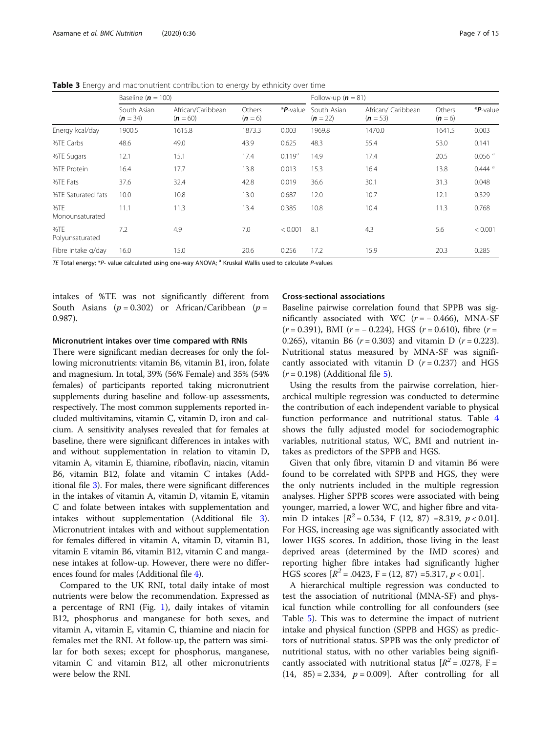**Table 3** Energy and macronutrient contribution to energy by ethnicity over time

| | Baseline (**n** = 100) | | | | Follow-up (**n** = 81) | | | |
|---|---|---|---|---|---|---|---|---|
| | South Asian (**n** = 34) | African/Caribbean (**n** = 60) | Others (**n** = 6) | ***P***-value | South Asian (**n** = 22) | African/ Caribbean (**n** = 53) | Others (**n** = 6) | ***P***-value |
| Energy kcal/day | 1900.5 | 1615.8 | 1873.3 | 0.003 | 1969.8 | 1470.0 | 1641.5 | 0.003 |
| %TE Carbs | 48.6 | 49.0 | 43.9 | 0.625 | 48.3 | 55.4 | 53.0 | 0.141 |
| %TE Sugars | 12.1 | 15.1 | 17.4 | 0.119[a] | 14.9 | 17.4 | 20.5 | 0.056 [a] |
| %TE Protein | 16.4 | 17.7 | 13.8 | 0.013 | 15.3 | 16.4 | 13.8 | 0.444 [a] |
| %TE Fats | 37.6 | 32.4 | 42.8 | 0.019 | 36.6 | 30.1 | 31.3 | 0.048 |
| %TE Saturated fats | 10.0 | 10.8 | 13.0 | 0.687 | 12.0 | 10.7 | 12.1 | 0.329 |
| %TE Monounsaturated | 11.1 | 11.3 | 13.4 | 0.385 | 10.8 | 10.4 | 11.3 | 0.768 |
| %TE Polyunsaturated | 7.2 | 4.9 | 7.0 | < 0.001 | 8.1 | 4.3 | 5.6 | < 0.001 |
| Fibre intake g/day | 16.0 | 15.0 | 20.6 | 0.256 | 17.2 | 15.9 | 20.3 | 0.285 |

*TE* Total energy; **P*- value calculated using one-way ANOVA; [a] Kruskal Wallis used to calculate *P*-values

intakes of %TE was not significantly different from South Asians ($p = 0.302$) or African/Caribbean ($p = 0.987$).

#### Micronutrient intakes over time compared with RNIs

There were significant median decreases for only the following micronutrients: vitamin B6, vitamin B1, iron, folate and magnesium. In total, 39% (56% Female) and 35% (54% females) of participants reported taking micronutrient supplements during baseline and follow-up assessments, respectively. The most common supplements reported included multivitamins, vitamin C, vitamin D, iron and calcium. A sensitivity analyses revealed that for females at baseline, there were significant differences in intakes with and without supplementation in relation to vitamin D, vitamin A, vitamin E, thiamine, riboflavin, niacin, vitamin B6, vitamin B12, folate and vitamin C intakes (Additional file 3). For males, there were significant differences in the intakes of vitamin A, vitamin D, vitamin E, vitamin C and folate between intakes with supplementation and intakes without supplementation (Additional file 3). Micronutrient intakes with and without supplementation for females differed in vitamin A, vitamin D, vitamin B1, vitamin E vitamin B6, vitamin B12, vitamin C and manganese intakes at follow-up. However, there were no differences found for males (Additional file 4).

Compared to the UK RNI, total daily intake of most nutrients were below the recommendation. Expressed as a percentage of RNI (Fig. 1), daily intakes of vitamin B12, phosphorus and manganese for both sexes, and vitamin A, vitamin E, vitamin C, thiamine and niacin for females met the RNI. At follow-up, the pattern was similar for both sexes; except for phosphorus, manganese, vitamin C and vitamin B12, all other micronutrients were below the RNI.

#### Cross-sectional associations

Baseline pairwise correlation found that SPPB was significantly associated with WC ($r = -0.466$), MNA-SF ($r = 0.391$), BMI ($r = -0.224$), HGS ($r = 0.610$), fibre ($r = 0.265$), vitamin B6 ($r = 0.303$) and vitamin D ($r = 0.223$). Nutritional status measured by MNA-SF was significantly associated with vitamin D ($r = 0.237$) and HGS ($r = 0.198$) (Additional file 5).

Using the results from the pairwise correlation, hierarchical multiple regression was conducted to determine the contribution of each independent variable to physical function performance and nutritional status. Table 4 shows the fully adjusted model for sociodemographic variables, nutritional status, WC, BMI and nutrient intakes as predictors of the SPPB and HGS.

Given that only fibre, vitamin D and vitamin B6 were found to be correlated with SPPB and HGS, they were the only nutrients included in the multiple regression analyses. Higher SPPB scores were associated with being younger, married, a lower WC, and higher fibre and vitamin D intakes [$R^2 = 0.534$, $F(12, 87) = 8.319$, $p < 0.01$]. For HGS, increasing age was significantly associated with lower HGS scores. In addition, those living in the least deprived areas (determined by the IMD scores) and reporting higher fibre intakes had significantly higher HGS scores [$R^2 = .0423$, $F = (12, 87) = 5.317$, $p < 0.01$].

A hierarchical multiple regression was conducted to test the association of nutritional (MNA-SF) and physical function while controlling for all confounders (see Table 5). This was to determine the impact of nutrient intake and physical function (SPPB and HGS) as predictors of nutritional status. SPPB was the only predictor of nutritional status, with no other variables being significantly associated with nutritional status [$R^2 = .0278$, $F = (14, 85) = 2.334$, $p = 0.009$]. After controlling for all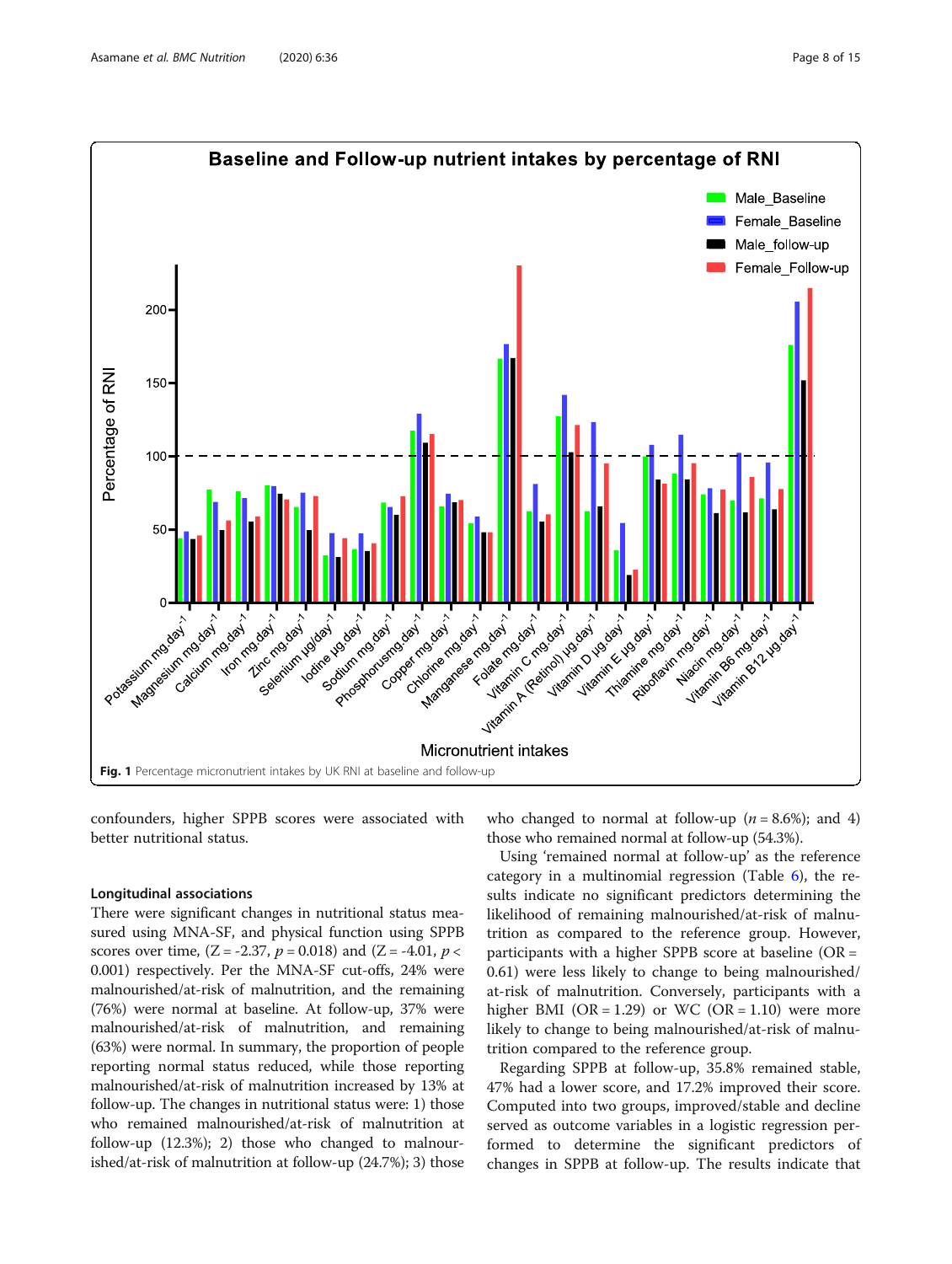Fig. 1 Percentage micronutrient intakes by UK RNI at baseline and follow-up

confounders, higher SPPB scores were associated with better nutritional status.

### Longitudinal associations

There were significant changes in nutritional status measured using MNA-SF, and physical function using SPPB scores over time, ($Z = -2.37$, $p = 0.018$) and ($Z = -4.01$, $p < 0.001$) respectively. Per the MNA-SF cut-offs, 24% were malnourished/at-risk of malnutrition, and the remaining (76%) were normal at baseline. At follow-up, 37% were malnourished/at-risk of malnutrition, and remaining (63%) were normal. In summary, the proportion of people reporting normal status reduced, while those reporting malnourished/at-risk of malnutrition increased by 13% at follow-up. The changes in nutritional status were: 1) those who remained malnourished/at-risk of malnutrition at follow-up (12.3%); 2) those who changed to malnourished/at-risk of malnutrition at follow-up (24.7%); 3) those who changed to normal at follow-up ($n = 8.6\%$); and 4) those who remained normal at follow-up (54.3%).

Using 'remained normal at follow-up' as the reference category in a multinomial regression (Table 6), the results indicate no significant predictors determining the likelihood of remaining malnourished/at-risk of malnutrition as compared to the reference group. However, participants with a higher SPPB score at baseline (OR = 0.61) were less likely to change to being malnourished/at-risk of malnutrition. Conversely, participants with a higher BMI (OR = 1.29) or WC (OR = 1.10) were more likely to change to being malnourished/at-risk of malnutrition compared to the reference group.

Regarding SPPB at follow-up, 35.8% remained stable, 47% had a lower score, and 17.2% improved their score. Computed into two groups, improved/stable and decline served as outcome variables in a logistic regression performed to determine the significant predictors of changes in SPPB at follow-up. The results indicate that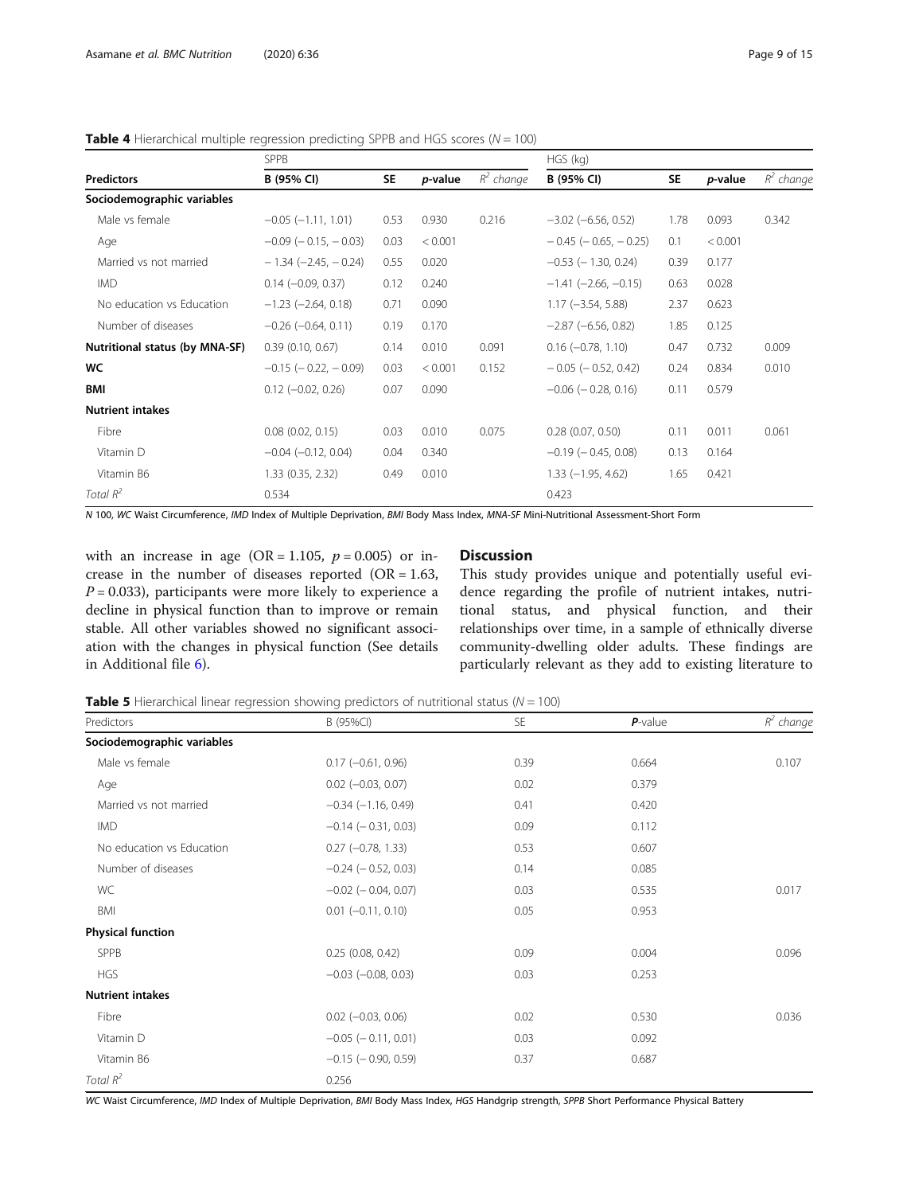**Table 4** Hierarchical multiple regression predicting SPPB and HGS scores ($N = 100$)

| Predictors | SPPB | | | | HGS (kg) | | | |
|---|---|---|---|---|---|---|---|---|
| | B (95% CI) | SE | *p*-value | $R^2$ change | B (95% CI) | SE | *p*-value | $R^2$ change |
| **Sociodemographic variables** | | | | | | | | |
| Male vs female | −0.05 (−1.11, 1.01) | 0.53 | 0.930 | 0.216 | −3.02 (−6.56, 0.52) | 1.78 | 0.093 | 0.342 |
| Age | −0.09 (− 0.15, − 0.03) | 0.03 | < 0.001 | | −0.45 (− 0.65, − 0.25) | 0.1 | < 0.001 | |
| Married vs not married | − 1.34 (−2.45, − 0.24) | 0.55 | 0.020 | | −0.53 (− 1.30, 0.24) | 0.39 | 0.177 | |
| IMD | 0.14 (−0.09, 0.37) | 0.12 | 0.240 | | −1.41 (−2.66, −0.15) | 0.63 | 0.028 | |
| No education vs Education | −1.23 (−2.64, 0.18) | 0.71 | 0.090 | | 1.17 (−3.54, 5.88) | 2.37 | 0.623 | |
| Number of diseases | −0.26 (−0.64, 0.11) | 0.19 | 0.170 | | −2.87 (−6.56, 0.82) | 1.85 | 0.125 | |
| **Nutritional status (by MNA-SF)** | 0.39 (0.10, 0.67) | 0.14 | 0.010 | 0.091 | 0.16 (−0.78, 1.10) | 0.47 | 0.732 | 0.009 |
| **WC** | −0.15 (− 0.22, − 0.09) | 0.03 | < 0.001 | 0.152 | − 0.05 (− 0.52, 0.42) | 0.24 | 0.834 | 0.010 |
| **BMI** | 0.12 (−0.02, 0.26) | 0.07 | 0.090 | | −0.06 (− 0.28, 0.16) | 0.11 | 0.579 | |
| **Nutrient intakes** | | | | | | | | |
| Fibre | 0.08 (0.02, 0.15) | 0.03 | 0.010 | 0.075 | 0.28 (0.07, 0.50) | 0.11 | 0.011 | 0.061 |
| Vitamin D | −0.04 (−0.12, 0.04) | 0.04 | 0.340 | | −0.19 (− 0.45, 0.08) | 0.13 | 0.164 | |
| Vitamin B6 | 1.33 (0.35, 2.32) | 0.49 | 0.010 | | 1.33 (−1.95, 4.62) | 1.65 | 0.421 | |
| *Total $R^2$* | 0.534 | | | | 0.423 | | | |

*N* 100, *WC* Waist Circumference, *IMD* Index of Multiple Deprivation, *BMI* Body Mass Index, *MNA-SF* Mini-Nutritional Assessment-Short Form

with an increase in age (OR = 1.105, $p = 0.005$) or increase in the number of diseases reported (OR = 1.63, $P = 0.033$), participants were more likely to experience a decline in physical function than to improve or remain stable. All other variables showed no significant association with the changes in physical function (See details in Additional file 6).

## Discussion

This study provides unique and potentially useful evidence regarding the profile of nutrient intakes, nutritional status, and physical function, and their relationships over time, in a sample of ethnically diverse community-dwelling older adults. These findings are particularly relevant as they add to existing literature to

**Table 5** Hierarchical linear regression showing predictors of nutritional status ($N = 100$)

| Predictors | B (95%CI) | SE | ***P*-value** | $R^2$ change |
|---|---|---|---|---|
| **Sociodemographic variables** | | | | |
| Male vs female | 0.17 (−0.61, 0.96) | 0.39 | 0.664 | 0.107 |
| Age | 0.02 (−0.03, 0.07) | 0.02 | 0.379 | |
| Married vs not married | −0.34 (−1.16, 0.49) | 0.41 | 0.420 | |
| IMD | −0.14 (− 0.31, 0.03) | 0.09 | 0.112 | |
| No education vs Education | 0.27 (−0.78, 1.33) | 0.53 | 0.607 | |
| Number of diseases | −0.24 (− 0.52, 0.03) | 0.14 | 0.085 | |
| WC | −0.02 (− 0.04, 0.07) | 0.03 | 0.535 | 0.017 |
| BMI | 0.01 (−0.11, 0.10) | 0.05 | 0.953 | |
| **Physical function** | | | | |
| SPPB | 0.25 (0.08, 0.42) | 0.09 | 0.004 | 0.096 |
| HGS | −0.03 (−0.08, 0.03) | 0.03 | 0.253 | |
| **Nutrient intakes** | | | | |
| Fibre | 0.02 (−0.03, 0.06) | 0.02 | 0.530 | 0.036 |
| Vitamin D | −0.05 (− 0.11, 0.01) | 0.03 | 0.092 | |
| Vitamin B6 | −0.15 (− 0.90, 0.59) | 0.37 | 0.687 | |
| *Total $R^2$* | 0.256 | | | |

*WC* Waist Circumference, *IMD* Index of Multiple Deprivation, *BMI* Body Mass Index, *HGS* Handgrip strength, *SPPB* Short Performance Physical Battery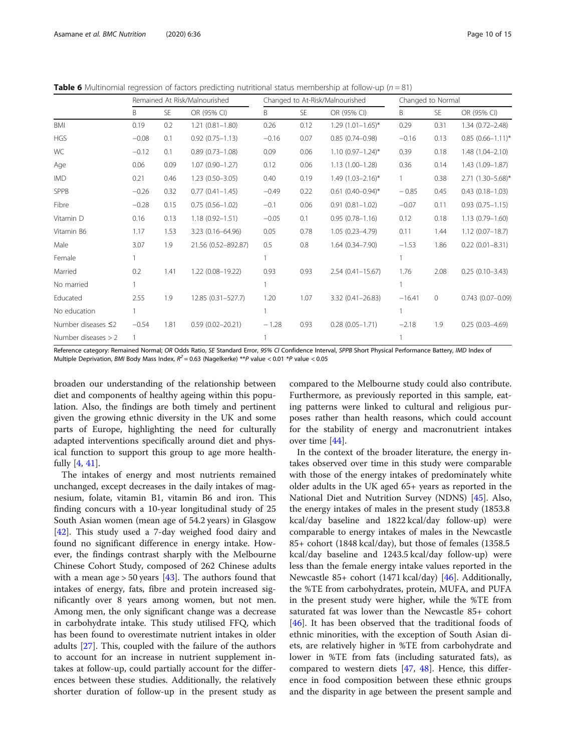**Table 6** Multinomial regression of factors predicting nutritional status membership at follow-up ($n = 81$)

| | Remained At Risk/Malnourished | | | Changed to At-Risk/Malnourished | | | Changed to Normal | | |
|---|---|---|---|---|---|---|---|---|---|
| | B | SE | OR (95% CI) | B | SE | OR (95% CI) | B | SE | OR (95% CI) |
| BMI | 0.19 | 0.2 | 1.21 (0.81–1.80) | 0.26 | 0.12 | 1.29 (1.01–1.65)* | 0.29 | 0.31 | 1.34 (0.72–2.48) |
| HGS | −0.08 | 0.1 | 0.92 (0.75–1.13) | −0.16 | 0.07 | 0.85 (0.74–0.98) | −0.16 | 0.13 | 0.85 (0.66–1.11)* |
| WC | −0.12 | 0.1 | 0.89 (0.73–1.08) | 0.09 | 0.06 | 1.10 (0.97–1.24)* | 0.39 | 0.18 | 1.48 (1.04–2.10) |
| Age | 0.06 | 0.09 | 1.07 (0.90–1.27) | 0.12 | 0.06 | 1.13 (1.00–1.28) | 0.36 | 0.14 | 1.43 (1.09–1.87) |
| IMD | 0.21 | 0.46 | 1.23 (0.50–3.05) | 0.40 | 0.19 | 1.49 (1.03–2.16)* | 1 | 0.38 | 2.71 (1.30–5.68)* |
| SPPB | −0.26 | 0.32 | 0.77 (0.41–1.45) | −0.49 | 0.22 | 0.61 (0.40–0.94)* | − 0.85 | 0.45 | 0.43 (0.18–1.03) |
| Fibre | −0.28 | 0.15 | 0.75 (0.56–1.02) | −0.1 | 0.06 | 0.91 (0.81–1.02) | −0.07 | 0.11 | 0.93 (0.75–1.15) |
| Vitamin D | 0.16 | 0.13 | 1.18 (0.92–1.51) | −0.05 | 0.1 | 0.95 (0.78–1.16) | 0.12 | 0.18 | 1.13 (0.79–1.60) |
| Vitamin B6 | 1.17 | 1.53 | 3.23 (0.16–64.96) | 0.05 | 0.78 | 1.05 (0.23–4.79) | 0.11 | 1.44 | 1.12 (0.07–18.7) |
| Male | 3.07 | 1.9 | 21.56 (0.52–892.87) | 0.5 | 0.8 | 1.64 (0.34–7.90) | −1.53 | 1.86 | 0.22 (0.01–8.31) |
| Female | 1 | | | 1 | | | 1 | | |
| Married | 0.2 | 1.41 | 1.22 (0.08–19.22) | 0.93 | 0.93 | 2.54 (0.41–15.67) | 1.76 | 2.08 | 0.25 (0.10–3.43) |
| No married | 1 | | | 1 | | | 1 | | |
| Educated | 2.55 | 1.9 | 12.85 (0.31–527.7) | 1.20 | 1.07 | 3.32 (0.41–26.83) | −16.41 | 0 | 0.743 (0.07–0.09) |
| No education | 1 | | | 1 | | | 1 | | |
| Number diseases ≤2 | −0.54 | 1.81 | 0.59 (0.02–20.21) | − 1.28 | 0.93 | 0.28 (0.05–1.71) | −2.18 | 1.9 | 0.25 (0.03–4.69) |
| Number diseases > 2 | 1 | | | 1 | | | 1 | | |

Reference category: Remained Normal; *OR* Odds Ratio, *SE* Standard Error, *95% CI* Confidence Interval, *SPPB* Short Physical Performance Battery, *IMD* Index of Multiple Deprivation, *BMI* Body Mass Index, $R^2 = 0.63$ (Nagelkerke) **$P$ value < 0.01 *$P$ value < 0.05

broaden our understanding of the relationship between diet and components of healthy ageing within this population. Also, the findings are both timely and pertinent given the growing ethnic diversity in the UK and some parts of Europe, highlighting the need for culturally adapted interventions specifically around diet and physical function to support this group to age more healthfully [4, 41].

The intakes of energy and most nutrients remained unchanged, except decreases in the daily intakes of magnesium, folate, vitamin B1, vitamin B6 and iron. This finding concurs with a 10-year longitudinal study of 25 South Asian women (mean age of 54.2 years) in Glasgow [42]. This study used a 7-day weighed food dairy and found no significant difference in energy intake. However, the findings contrast sharply with the Melbourne Chinese Cohort Study, composed of 262 Chinese adults with a mean age > 50 years [43]. The authors found that intakes of energy, fats, fibre and protein increased significantly over 8 years among women, but not men. Among men, the only significant change was a decrease in carbohydrate intake. This study utilised FFQ, which has been found to overestimate nutrient intakes in older adults [27]. This, coupled with the failure of the authors to account for an increase in nutrient supplement intakes at follow-up, could partially account for the differences between these studies. Additionally, the relatively shorter duration of follow-up in the present study as compared to the Melbourne study could also contribute. Furthermore, as previously reported in this sample, eating patterns were linked to cultural and religious purposes rather than health reasons, which could account for the stability of energy and macronutrient intakes over time [44].

In the context of the broader literature, the energy intakes observed over time in this study were comparable with those of the energy intakes of predominately white older adults in the UK aged 65+ years as reported in the National Diet and Nutrition Survey (NDNS) [45]. Also, the energy intakes of males in the present study (1853.8 kcal/day baseline and 1822 kcal/day follow-up) were comparable to energy intakes of males in the Newcastle 85+ cohort (1848 kcal/day), but those of females (1358.5 kcal/day baseline and 1243.5 kcal/day follow-up) were less than the female energy intake values reported in the Newcastle 85+ cohort (1471 kcal/day) [46]. Additionally, the %TE from carbohydrates, protein, MUFA, and PUFA in the present study were higher, while the %TE from saturated fat was lower than the Newcastle 85+ cohort [46]. It has been observed that the traditional foods of ethnic minorities, with the exception of South Asian diets, are relatively higher in %TE from carbohydrate and lower in %TE from fats (including saturated fats), as compared to western diets [47, 48]. Hence, this difference in food composition between these ethnic groups and the disparity in age between the present sample and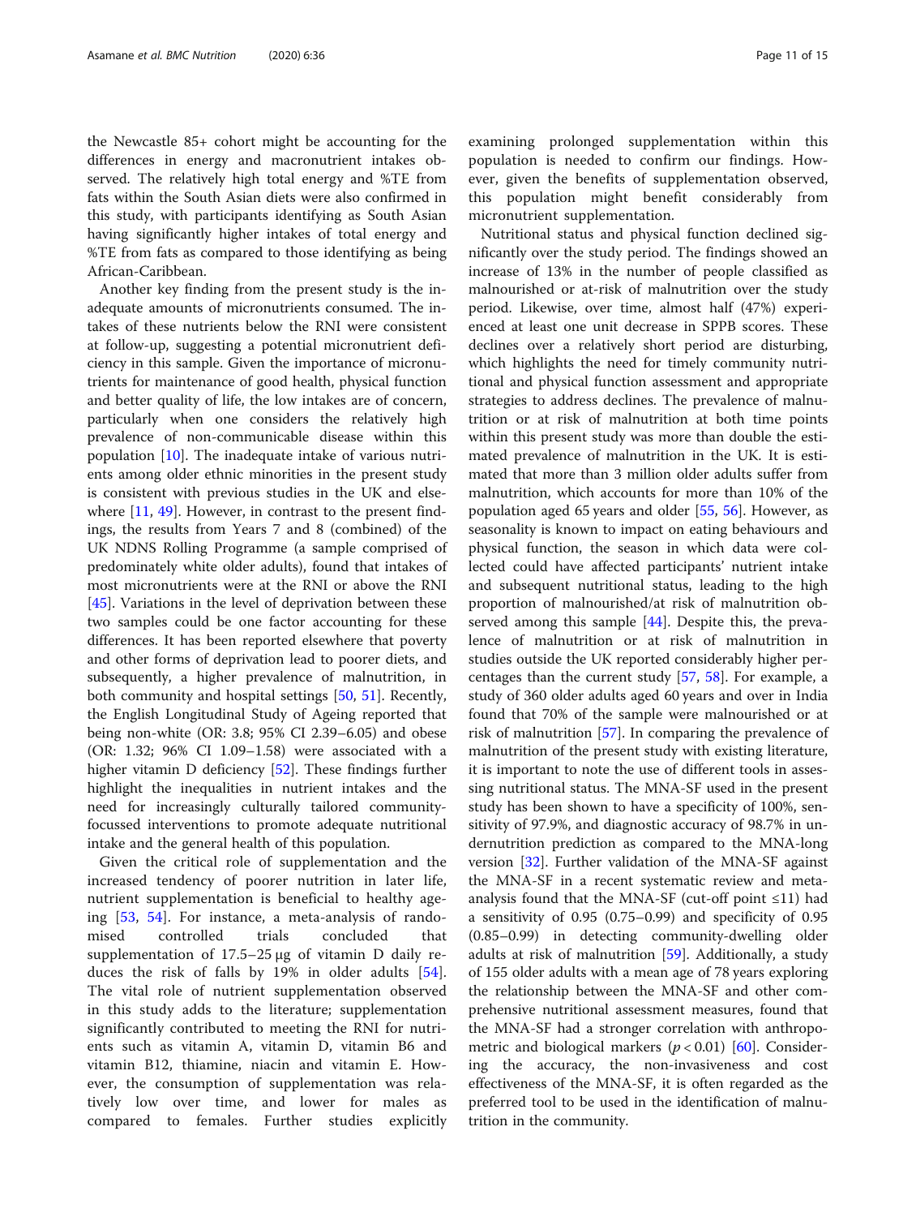the Newcastle 85+ cohort might be accounting for the differences in energy and macronutrient intakes observed. The relatively high total energy and %TE from fats within the South Asian diets were also confirmed in this study, with participants identifying as South Asian having significantly higher intakes of total energy and %TE from fats as compared to those identifying as being African-Caribbean.

Another key finding from the present study is the inadequate amounts of micronutrients consumed. The intakes of these nutrients below the RNI were consistent at follow-up, suggesting a potential micronutrient deficiency in this sample. Given the importance of micronutrients for maintenance of good health, physical function and better quality of life, the low intakes are of concern, particularly when one considers the relatively high prevalence of non-communicable disease within this population [10]. The inadequate intake of various nutrients among older ethnic minorities in the present study is consistent with previous studies in the UK and elsewhere [11, 49]. However, in contrast to the present findings, the results from Years 7 and 8 (combined) of the UK NDNS Rolling Programme (a sample comprised of predominately white older adults), found that intakes of most micronutrients were at the RNI or above the RNI [45]. Variations in the level of deprivation between these two samples could be one factor accounting for these differences. It has been reported elsewhere that poverty and other forms of deprivation lead to poorer diets, and subsequently, a higher prevalence of malnutrition, in both community and hospital settings [50, 51]. Recently, the English Longitudinal Study of Ageing reported that being non-white (OR: 3.8; 95% CI 2.39–6.05) and obese (OR: 1.32; 96% CI 1.09–1.58) were associated with a higher vitamin D deficiency [52]. These findings further highlight the inequalities in nutrient intakes and the need for increasingly culturally tailored community-focussed interventions to promote adequate nutritional intake and the general health of this population.

Given the critical role of supplementation and the increased tendency of poorer nutrition in later life, nutrient supplementation is beneficial to healthy ageing [53, 54]. For instance, a meta-analysis of randomised controlled trials concluded that supplementation of 17.5–25 μg of vitamin D daily reduces the risk of falls by 19% in older adults [54]. The vital role of nutrient supplementation observed in this study adds to the literature; supplementation significantly contributed to meeting the RNI for nutrients such as vitamin A, vitamin D, vitamin B6 and vitamin B12, thiamine, niacin and vitamin E. However, the consumption of supplementation was relatively low over time, and lower for males as compared to females. Further studies explicitly examining prolonged supplementation within this population is needed to confirm our findings. However, given the benefits of supplementation observed, this population might benefit considerably from micronutrient supplementation.

Nutritional status and physical function declined significantly over the study period. The findings showed an increase of 13% in the number of people classified as malnourished or at-risk of malnutrition over the study period. Likewise, over time, almost half (47%) experienced at least one unit decrease in SPPB scores. These declines over a relatively short period are disturbing, which highlights the need for timely community nutritional and physical function assessment and appropriate strategies to address declines. The prevalence of malnutrition or at risk of malnutrition at both time points within this present study was more than double the estimated prevalence of malnutrition in the UK. It is estimated that more than 3 million older adults suffer from malnutrition, which accounts for more than 10% of the population aged 65 years and older [55, 56]. However, as seasonality is known to impact on eating behaviours and physical function, the season in which data were collected could have affected participants' nutrient intake and subsequent nutritional status, leading to the high proportion of malnourished/at risk of malnutrition observed among this sample [44]. Despite this, the prevalence of malnutrition or at risk of malnutrition in studies outside the UK reported considerably higher percentages than the current study [57, 58]. For example, a study of 360 older adults aged 60 years and over in India found that 70% of the sample were malnourished or at risk of malnutrition [57]. In comparing the prevalence of malnutrition of the present study with existing literature, it is important to note the use of different tools in assessing nutritional status. The MNA-SF used in the present study has been shown to have a specificity of 100%, sensitivity of 97.9%, and diagnostic accuracy of 98.7% in undernutrition prediction as compared to the MNA-long version [32]. Further validation of the MNA-SF against the MNA-SF in a recent systematic review and meta-analysis found that the MNA-SF (cut-off point ≤11) had a sensitivity of 0.95 (0.75–0.99) and specificity of 0.95 (0.85–0.99) in detecting community-dwelling older adults at risk of malnutrition [59]. Additionally, a study of 155 older adults with a mean age of 78 years exploring the relationship between the MNA-SF and other comprehensive nutritional assessment measures, found that the MNA-SF had a stronger correlation with anthropometric and biological markers ($p < 0.01$) [60]. Considering the accuracy, the non-invasiveness and cost effectiveness of the MNA-SF, it is often regarded as the preferred tool to be used in the identification of malnutrition in the community.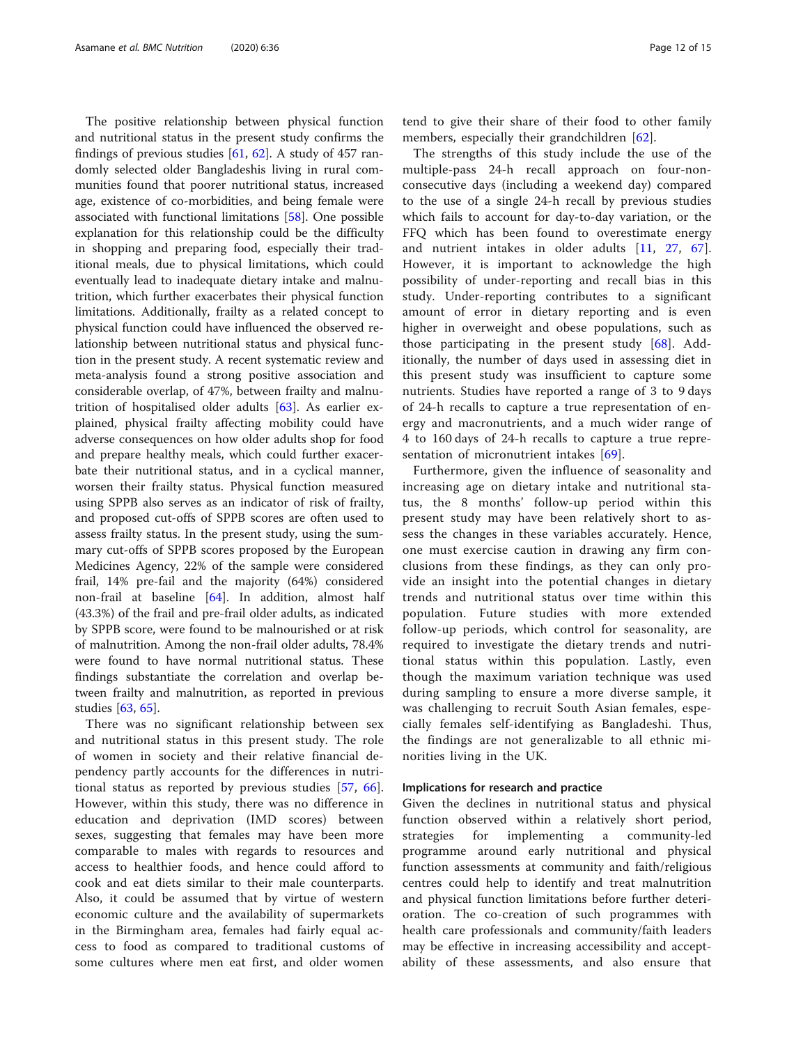The positive relationship between physical function and nutritional status in the present study confirms the findings of previous studies [61, 62]. A study of 457 randomly selected older Bangladeshis living in rural communities found that poorer nutritional status, increased age, existence of co-morbidities, and being female were associated with functional limitations [58]. One possible explanation for this relationship could be the difficulty in shopping and preparing food, especially their traditional meals, due to physical limitations, which could eventually lead to inadequate dietary intake and malnutrition, which further exacerbates their physical function limitations. Additionally, frailty as a related concept to physical function could have influenced the observed relationship between nutritional status and physical function in the present study. A recent systematic review and meta-analysis found a strong positive association and considerable overlap, of 47%, between frailty and malnutrition of hospitalised older adults [63]. As earlier explained, physical frailty affecting mobility could have adverse consequences on how older adults shop for food and prepare healthy meals, which could further exacerbate their nutritional status, and in a cyclical manner, worsen their frailty status. Physical function measured using SPPB also serves as an indicator of risk of frailty, and proposed cut-offs of SPPB scores are often used to assess frailty status. In the present study, using the summary cut-offs of SPPB scores proposed by the European Medicines Agency, 22% of the sample were considered frail, 14% pre-fail and the majority (64%) considered non-frail at baseline [64]. In addition, almost half (43.3%) of the frail and pre-frail older adults, as indicated by SPPB score, were found to be malnourished or at risk of malnutrition. Among the non-frail older adults, 78.4% were found to have normal nutritional status. These findings substantiate the correlation and overlap between frailty and malnutrition, as reported in previous studies [63, 65].

There was no significant relationship between sex and nutritional status in this present study. The role of women in society and their relative financial dependency partly accounts for the differences in nutritional status as reported by previous studies [57, 66]. However, within this study, there was no difference in education and deprivation (IMD scores) between sexes, suggesting that females may have been more comparable to males with regards to resources and access to healthier foods, and hence could afford to cook and eat diets similar to their male counterparts. Also, it could be assumed that by virtue of western economic culture and the availability of supermarkets in the Birmingham area, females had fairly equal access to food as compared to traditional customs of some cultures where men eat first, and older women tend to give their share of their food to other family members, especially their grandchildren [62].

The strengths of this study include the use of the multiple-pass 24-h recall approach on four-non-consecutive days (including a weekend day) compared to the use of a single 24-h recall by previous studies which fails to account for day-to-day variation, or the FFQ which has been found to overestimate energy and nutrient intakes in older adults [11, 27, 67]. However, it is important to acknowledge the high possibility of under-reporting and recall bias in this study. Under-reporting contributes to a significant amount of error in dietary reporting and is even higher in overweight and obese populations, such as those participating in the present study [68]. Additionally, the number of days used in assessing diet in this present study was insufficient to capture some nutrients. Studies have reported a range of 3 to 9 days of 24-h recalls to capture a true representation of energy and macronutrients, and a much wider range of 4 to 160 days of 24-h recalls to capture a true representation of micronutrient intakes [69].

Furthermore, given the influence of seasonality and increasing age on dietary intake and nutritional status, the 8 months' follow-up period within this present study may have been relatively short to assess the changes in these variables accurately. Hence, one must exercise caution in drawing any firm conclusions from these findings, as they can only provide an insight into the potential changes in dietary trends and nutritional status over time within this population. Future studies with more extended follow-up periods, which control for seasonality, are required to investigate the dietary trends and nutritional status within this population. Lastly, even though the maximum variation technique was used during sampling to ensure a more diverse sample, it was challenging to recruit South Asian females, especially females self-identifying as Bangladeshi. Thus, the findings are not generalizable to all ethnic minorities living in the UK.

#### Implications for research and practice

Given the declines in nutritional status and physical function observed within a relatively short period, strategies for implementing a community-led programme around early nutritional and physical function assessments at community and faith/religious centres could help to identify and treat malnutrition and physical function limitations before further deterioration. The co-creation of such programmes with health care professionals and community/faith leaders may be effective in increasing accessibility and acceptability of these assessments, and also ensure that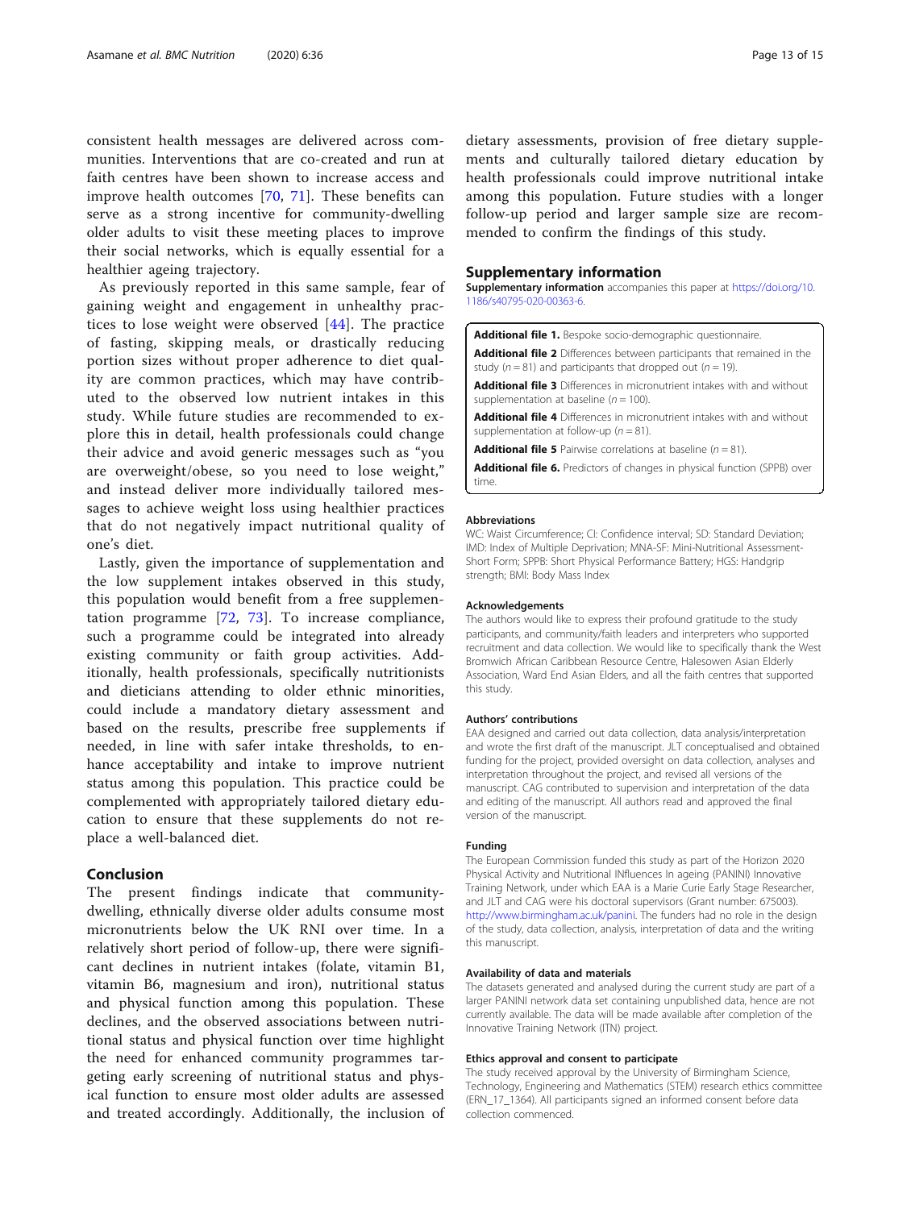consistent health messages are delivered across communities. Interventions that are co-created and run at faith centres have been shown to increase access and improve health outcomes [70, 71]. These benefits can serve as a strong incentive for community-dwelling older adults to visit these meeting places to improve their social networks, which is equally essential for a healthier ageing trajectory.

As previously reported in this same sample, fear of gaining weight and engagement in unhealthy practices to lose weight were observed [44]. The practice of fasting, skipping meals, or drastically reducing portion sizes without proper adherence to diet quality are common practices, which may have contributed to the observed low nutrient intakes in this study. While future studies are recommended to explore this in detail, health professionals could change their advice and avoid generic messages such as "you are overweight/obese, so you need to lose weight," and instead deliver more individually tailored messages to achieve weight loss using healthier practices that do not negatively impact nutritional quality of one's diet.

Lastly, given the importance of supplementation and the low supplement intakes observed in this study, this population would benefit from a free supplementation programme [72, 73]. To increase compliance, such a programme could be integrated into already existing community or faith group activities. Additionally, health professionals, specifically nutritionists and dieticians attending to older ethnic minorities, could include a mandatory dietary assessment and based on the results, prescribe free supplements if needed, in line with safer intake thresholds, to enhance acceptability and intake to improve nutrient status among this population. This practice could be complemented with appropriately tailored dietary education to ensure that these supplements do not replace a well-balanced diet.

## Conclusion

The present findings indicate that community-dwelling, ethnically diverse older adults consume most micronutrients below the UK RNI over time. In a relatively short period of follow-up, there were significant declines in nutrient intakes (folate, vitamin B1, vitamin B6, magnesium and iron), nutritional status and physical function among this population. These declines, and the observed associations between nutritional status and physical function over time highlight the need for enhanced community programmes targeting early screening of nutritional status and physical function to ensure most older adults are assessed and treated accordingly. Additionally, the inclusion of dietary assessments, provision of free dietary supplements and culturally tailored dietary education by health professionals could improve nutritional intake among this population. Future studies with a longer follow-up period and larger sample size are recommended to confirm the findings of this study.

## Supplementary information

**Supplementary information** accompanies this paper at https://doi.org/10.1186/s40795-020-00363-6.

**Additional file 1.** Bespoke socio-demographic questionnaire.

**Additional file 2** Differences between participants that remained in the study ($n = 81$) and participants that dropped out ($n = 19$).

**Additional file 3** Differences in micronutrient intakes with and without supplementation at baseline ($n = 100$).

**Additional file 4** Differences in micronutrient intakes with and without supplementation at follow-up ($n = 81$).

**Additional file 5** Pairwise correlations at baseline ($n = 81$).

**Additional file 6.** Predictors of changes in physical function (SPPB) over time.

### Abbreviations

WC: Waist Circumference; CI: Confidence interval; SD: Standard Deviation; IMD: Index of Multiple Deprivation; MNA-SF: Mini-Nutritional Assessment-Short Form; SPPB: Short Physical Performance Battery; HGS: Handgrip strength; BMI: Body Mass Index

### Acknowledgements

The authors would like to express their profound gratitude to the study participants, and community/faith leaders and interpreters who supported recruitment and data collection. We would like to specifically thank the West Bromwich African Caribbean Resource Centre, Halesowen Asian Elderly Association, Ward End Asian Elders, and all the faith centres that supported this study.

### Authors' contributions

EAA designed and carried out data collection, data analysis/interpretation and wrote the first draft of the manuscript. JLT conceptualised and obtained funding for the project, provided oversight on data collection, analyses and interpretation throughout the project, and revised all versions of the manuscript. CAG contributed to supervision and interpretation of the data and editing of the manuscript. All authors read and approved the final version of the manuscript.

### Funding

The European Commission funded this study as part of the Horizon 2020 Physical Activity and Nutritional INfluences In ageing (PANINI) Innovative Training Network, under which EAA is a Marie Curie Early Stage Researcher, and JLT and CAG were his doctoral supervisors (Grant number: 675003). http://www.birmingham.ac.uk/panini. The funders had no role in the design of the study, data collection, analysis, interpretation of data and the writing this manuscript.

### Availability of data and materials

The datasets generated and analysed during the current study are part of a larger PANINI network data set containing unpublished data, hence are not currently available. The data will be made available after completion of the Innovative Training Network (ITN) project.

### Ethics approval and consent to participate

The study received approval by the University of Birmingham Science, Technology, Engineering and Mathematics (STEM) research ethics committee (ERN_17_1364). All participants signed an informed consent before data collection commenced.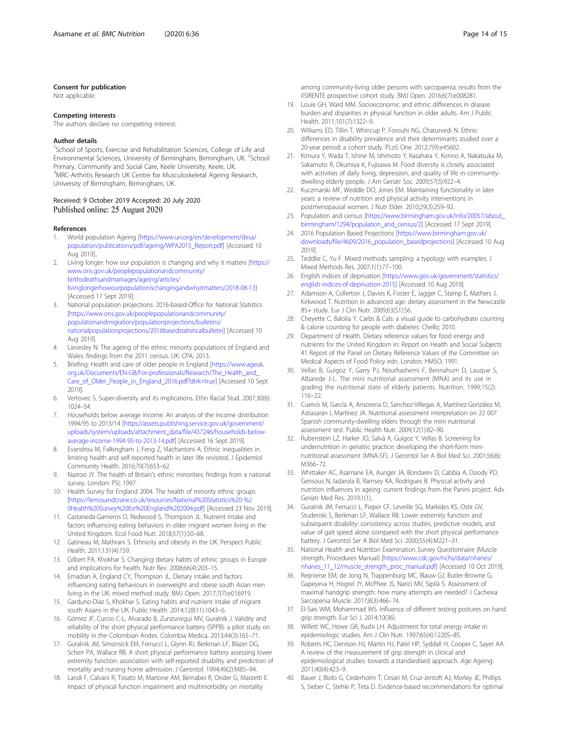### Consent for publication

Not applicable.

### Competing interests

The authors declare no competing interest.

### Author details

[1]School of Sports, Exercise and Rehabilitation Sciences, College of Life and Environmental Sciences, University of Birmingham, Birmingham, UK. [2]School Primary, Community and Social Care, Keele University, Keele, UK. [3]MRC-Arthritis Research UK Centre for Musculoskeletal Ageing Research, University of Birmingham, Birmingham, UK.

Received: 9 October 2019 Accepted: 20 July 2020
Published online: 25 August 2020

### References

1. World population Ageing [https://www.un.org/en/development/desa/population/publications/pdf/ageing/WPA2015_Report.pdf] [Accessed 10 Aug 2019]..
2. Living longer: how our population is changing and why it matters [https://www.ons.gov.uk/peoplepopulationandcommunity/birthsdeathsandmarriages/ageing/articles/livinglongerhowourpopulationischangingandwhyitmatters/2018-08-13] [Accessed 17 Sept 2019].
3. National population projections: 2016-based-Office for National Statistics [https://www.ons.gov.uk/peoplepopulationandcommunity/populationandmigration/populationprojections/bulletins/nationalpopulationprojections/2016basedstatisticalbulletin] [Accessed 10 Aug 2019].
4. Lievesley N. The ageing of the ethnic minority populations of England and Wales: findings from the 2011 census. UK: CPA; 2013.
5. Briefing: Health and care of older people in England [https://www.ageuk.org.uk/Documents/EN-GB/For-professionals/Research/The_Health_and_Care_of_Older_People_in_England_2016.pdf?dtrk=true] [Accessed 10 Sept 2019].
6. Vertovec S. Super-diversity and its implications. Ethn Racial Stud. 2007;30(6):1024–54.
7. Households below average income: An analysis of the income distribution 1994/95 to 2013/14 [https://assets.publishing.service.gov.uk/government/uploads/system/uploads/attachment_data/file/437246/households-below-average-income-1994-95-to-2013-14.pdf] [Accessed 16 Sept 2019].
8. Evandrou M, Falkingham J, Feng Z, Vlachantoni A. Ethnic inequalities in limiting health and self-reported health in later life revisited. J Epidemiol Community Health. 2016;70(7):653–62.
9. Nazroo JY. The health of Britain's ethnic minorities: findings from a national survey. London: PSI; 1997.
10. Health Survey for England 2004. The health of minority ethnic groups [https://lemosandcrane.co.uk/resources/National%20Statistics%20-%20Health%20Survey%20for%20England%202004.pdf] [Accessed 23 Nov 2019].
11. Castaneda-Gameros D, Redwood S, Thompson JL. Nutrient intake and factors influencing eating behaviors in older migrant women living in the United Kingdom. Ecol Food Nutr. 2018;57(1):50–68.
12. Gatineau M, Mathrani S. Ethnicity and obesity in the UK. Perspect Public Health. 2011;131(4):159.
13. Gilbert PA, Khokhar S. Changing dietary habits of ethnic groups in Europe and implications for health. Nutr Rev. 2008;66(4):203–15.
14. Emadian A, England CY, Thompson JL. Dietary intake and factors influencing eating behaviours in overweight and obese south Asian men living in the UK: mixed method study. BMJ Open. 2017;7(7):e016919.
15. Garduno-Diaz S, Khokhar S. Eating habits and nutrient intake of migrant south Asians in the UK. Public Health. 2014;128(11):1043–6.
16. Gómez JF, Curcio C-L, Alvarado B, Zunzunegui MV, Guralnik J. Validity and reliability of the short physical performance battery (SPPB): a pilot study on mobility in the Colombian Andes. Colombia Medica. 2013;44(3):165–71.
17. Guralnik JM, Simonsick EM, Ferrucci L, Glynn RJ, Berkman LF, Blazer DG, Scherr PA, Wallace RB. A short physical performance battery assessing lower extremity function: association with self-reported disability and prediction of mortality and nursing home admission. J Gerontol. 1994;49(2):M85–94.
18. Landi F, Calvani R, Tosato M, Martone AM, Bernabei R, Onder G, Marzetti E. Impact of physical function impairment and multimorbidity on mortality among community-living older persons with sarcopaenia: results from the ilSIRENTE prospective cohort study. BMJ Open. 2016;6(7):e008281.
19. Louie GH, Ward MM. Socioeconomic and ethnic differences in disease burden and disparities in physical function in older adults. Am J Public Health. 2011;101(7):1322–9.
20. Williams ED, Tillin T, Whincup P, Forouhi NG, Chaturvedi N. Ethnic differences in disability prevalence and their determinants studied over a 20-year period: a cohort study. PLoS One. 2012;7(9):e45602.
21. Kimura Y, Wada T, Ishine M, Ishimoto Y, Kasahara Y, Konno A, Nakatsuka M, Sakamoto R, Okumiya K, Fujisawa M. Food diversity is closely associated with activities of daily living, depression, and quality of life in community-dwelling elderly people. J Am Geriatr Soc. 2009;57(5):922–4.
22. Kuczmarski MF, Weddle DO, Jones EM. Maintaining functionality in later years: a review of nutrition and physical activity interventions in postmenopausal women. J Nutr Elder. 2010;29(3):259–92.
23. Population and census [https://www.birmingham.gov.uk/info/20057/about_birmingham/1294/population_and_census/2] [Accessed 17 Sept 2019].
24. 2016 Population Based Projections [https://www.birmingham.gov.uk/downloads/file/4609/2016_population_basedprojections] [Accessed 10 Aug 2019].
25. Teddlie C, Yu F. Mixed methods sampling: a typology with examples. J Mixed Methods Res. 2007;1(1):77–100.
26. English indices of deprivation [https://www.gov.uk/government/statistics/english-indices-of-deprivation-2015] [Accessed 10 Aug 2019].
27. Adamson A, Collerton J, Davies K, Foster E, Jagger C, Stamp E, Mathers J, Kirkwood T. Nutrition in advanced age: dietary assessment in the Newcastle 85+ study. Eur J Clin Nutr. 2009;63(S1):S6.
28. Cheyette C, Balolia Y. Carbs & Cals: a visual guide to carbohydrate counting & calorie counting for people with diabetes: Chello; 2010.
29. Department of Health. Dietary reference values for food energy and nutrients for the United Kingdom in: Report on Health and Social Subjects 41 Report of the Panel on Dietary Reference Values of the Committee on Medical Aspects of Food Policy edn. London: HMSO; 1991.
30. Vellas B, Guigoz Y, Garry PJ, Nourhashemi F, Bennahum D, Lauque S, Albarede J-L. The mini nutritional assessment (MNA) and its use in grading the nutritional state of elderly patients. Nutrition. 1999;15(2):116–22.
31. Cuervo M, García A, Ansorena D, Sanchez-Villegas A, Martínez-González M, Astiasarán I, Martínez JA. Nutritional assessment interpretation on 22 007 Spanish community-dwelling elders through the mini nutritional assessment test. Public Health Nutr. 2009;12(1):82–90.
32. Rubenstein LZ, Harker JO, Salvà A, Guigoz Y, Vellas B. Screening for undernutrition in geriatric practice: developing the short-form mini-nutritional assessment (MNA-SF). J Gerontol Ser A Biol Med Sci. 2001;56(6):M366–72.
33. Whittaker AC, Asamane EA, Aunger JA, Bondarev D, Cabbia A, Doody PD, Gensous N, Iadarola B, Ramsey KA, Rodrigues B. Physical activity and nutrition influences in ageing: current findings from the Panini project. Adv Geriatr Med Res. 2019;1(1)..
34. Guralnik JM, Ferrucci L, Pieper CF, Leveille SG, Markides KS, Ostir GV, Studenski S, Berkman LF, Wallace RB. Lower extremity function and subsequent disability: consistency across studies, predictive models, and value of gait speed alone compared with the short physical performance battery. J Gerontol Ser A Biol Med Sci. 2000;55(4):M221–31.
35. National Health and Nutrition Examination Survey Questionnaire (Muscle strength, Procedures Manual) [https://www.cdc.gov/nchs/data/nhanes/nhanes_11_12/muscle_strength_proc_manual.pdf] [Accessed 10 Oct 2019].
36. Reijnierse EM, de Jong N, Trappenburg MC, Blauw GJ, Butler-Browne G, Gapeyeva H, Hogrel JY, McPhee JS, Narici MV, Sipilä S. Assessment of maximal handgrip strength: how many attempts are needed? J Cachexia Sarcopenia Muscle. 2017;8(3):466–74.
37. El-Sais WM, Mohammad WS. Influence of different testing postures on hand grip strength. Eur Sci J. 2014;10(36).
38. Willett WC, Howe GR, Kushi LH. Adjustment for total energy intake in epidemiologic studies. Am J Clin Nutr. 1997;65(4):1220S–8S.
39. Roberts HC, Denison HJ, Martin HJ, Patel HP, Syddall H, Cooper C, Sayer AA. A review of the measurement of grip strength in clinical and epidemiological studies: towards a standardised approach. Age Ageing. 2011;40(4):423–9.
40. Bauer J, Biolo G, Cederholm T, Cesari M, Cruz-Jentoft AJ, Morley JE, Phillips S, Sieber C, Stehle P, Teta D. Evidence-based recommendations for optimal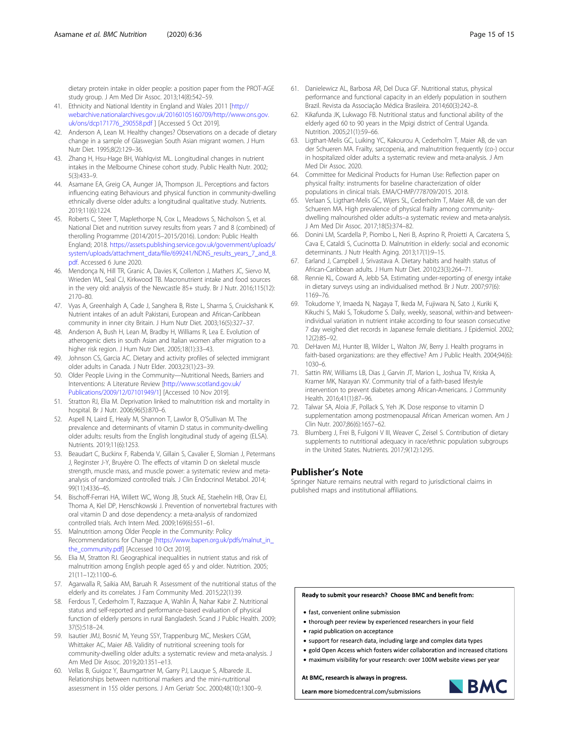dietary protein intake in older people: a position paper from the PROT-AGE study group. J Am Med Dir Assoc. 2013;14(8):542–59.

41. Ethnicity and National Identity in England and Wales 2011 [http://webarchive.nationalarchives.gov.uk/20160105160709/http://www.ons.gov.uk/ons/dcp171776_290558.pdf ] [Accessed 5 Oct 2019].
42. Anderson A, Lean M. Healthy changes? Observations on a decade of dietary change in a sample of Glaswegian South Asian migrant women. J Hum Nutr Diet. 1995;8(2):129–36.
43. Zhang H, Hsu-Hage BH, Wahlqvist ML. Longitudinal changes in nutrient intakes in the Melbourne Chinese cohort study. Public Health Nutr. 2002; 5(3):433–9.
44. Asamane EA, Greig CA, Aunger JA, Thompson JL. Perceptions and factors influencing eating Behaviours and physical function in community-dwelling ethnically diverse older adults: a longitudinal qualitative study. Nutrients. 2019;11(6):1224.
45. Roberts C, Steer T, Maplethorpe N, Cox L, Meadows S, Nicholson S, et al. National Diet and nutrition survey results from years 7 and 8 (combined) of therolling Programme (2014/2015–2015/2016). London: Public Health England; 2018. https://assets.publishing.service.gov.uk/government/uploads/system/uploads/attachment_data/file/699241/NDNS_results_years_7_and_8.pdf. Accessed 6 June 2020.
46. Mendonça N, Hill TR, Granic A, Davies K, Collerton J, Mathers JC, Siervo M, Wrieden WL, Seal CJ, Kirkwood TB. Macronutrient intake and food sources in the very old: analysis of the Newcastle 85+ study. Br J Nutr. 2016;115(12): 2170–80.
47. Vyas A, Greenhalgh A, Cade J, Sanghera B, Riste L, Sharma S, Cruickshank K. Nutrient intakes of an adult Pakistani, European and African-Caribbean community in inner city Britain. J Hum Nutr Diet. 2003;16(5):327–37.
48. Anderson A, Bush H, Lean M, Bradby H, Williams R, Lea E. Evolution of atherogenic diets in south Asian and Italian women after migration to a higher risk region. J Hum Nutr Diet. 2005;18(1):33–43.
49. Johnson CS, Garcia AC. Dietary and activity profiles of selected immigrant older adults in Canada. J Nutr Elder. 2003;23(1):23–39.
50. Older People Living in the Community—Nutritional Needs, Barriers and Interventions: A Literature Review [http://www.scotland.gov.uk/Publications/2009/12/07101949/1] [Accessed 10 Nov 2019].
51. Stratton RJ, Elia M. Deprivation linked to malnutrition risk and mortality in hospital. Br J Nutr. 2006;96(5):870–6.
52. Aspell N, Laird E, Healy M, Shannon T, Lawlor B, O'Sullivan M. The prevalence and determinants of vitamin D status in community-dwelling older adults: results from the English longitudinal study of ageing (ELSA). Nutrients. 2019;11(6):1253.
53. Beaudart C, Buckinx F, Rabenda V, Gillain S, Cavalier E, Slomian J, Petermans J, Reginster J-Y, Bruyère O. The effects of vitamin D on skeletal muscle strength, muscle mass, and muscle power: a systematic review and meta-analysis of randomized controlled trials. J Clin Endocrinol Metabol. 2014; 99(11):4336–45.
54. Bischoff-Ferrari HA, Willett WC, Wong JB, Stuck AE, Staehelin HB, Orav EJ, Thoma A, Kiel DP, Henschkowski J. Prevention of nonvertebral fractures with oral vitamin D and dose dependency: a meta-analysis of randomized controlled trials. Arch Intern Med. 2009;169(6):551–61.
55. Malnutrition among Older People in the Community: Policy Recommendations for Change [https://www.bapen.org.uk/pdfs/malnut_in_the_community.pdf] [Accessed 10 Oct 2019].
56. Elia M, Stratton RJ. Geographical inequalities in nutrient status and risk of malnutrition among English people aged 65 y and older. Nutrition. 2005; 21(11–12):1100–6.
57. Agarwalla R, Saikia AM, Baruah R. Assessment of the nutritional status of the elderly and its correlates. J Fam Community Med. 2015;22(1):39.
58. Ferdous T, Cederholm T, Razzaque A, Wahlin Å, Nahar Kabir Z. Nutritional status and self-reported and performance-based evaluation of physical function of elderly persons in rural Bangladesh. Scand J Public Health. 2009; 37(5):518–24.
59. Isautier JMJ, Bosnić M, Yeung SSY, Trappenburg MC, Meskers CGM, Whittaker AC, Maier AB. Validity of nutritional screening tools for community-dwelling older adults: a systematic review and meta-analysis. J Am Med Dir Assoc. 2019;20:1351–e13.
60. Vellas B, Guigoz Y, Baumgartner M, Garry PJ, Lauque S, Albarede JL. Relationships between nutritional markers and the mini-nutritional assessment in 155 older persons. J Am Geriatr Soc. 2000;48(10):1300–9.
61. Danielewicz AL, Barbosa AR, Del Duca GF. Nutritional status, physical performance and functional capacity in an elderly population in southern Brazil. Revista da Associação Médica Brasileira. 2014;60(3):242–8.
62. Kikafunda JK, Lukwago FB. Nutritional status and functional ability of the elderly aged 60 to 90 years in the Mpigi district of Central Uganda. Nutrition. 2005;21(1):59–66.
63. Ligthart-Melis GC, Luiking YC, Kakourou A, Cederholm T, Maier AB, de van der Schueren MA. Frailty, sarcopenia, and malnutrition frequently (co-) occur in hospitalized older adults: a systematic review and meta-analysis. J Am Med Dir Assoc. 2020.
64. Committee for Medicinal Products for Human Use: Reflection paper on physical frailty: instruments for baseline characterization of older populations in clinical trials. EMA/CHMP/778709/2015. 2018.
65. Verlaan S, Ligthart-Melis GC, Wijers SL, Cederholm T, Maier AB, de van der Schueren MA. High prevalence of physical frailty among community-dwelling malnourished older adults–a systematic review and meta-analysis. J Am Med Dir Assoc. 2017;18(5):374–82.
66. Donini LM, Scardella P, Piombo L, Neri B, Asprino R, Proietti A, Carcaterra S, Cava E, Cataldi S, Cucinotta D. Malnutrition in elderly: social and economic determinants. J Nutr Health Aging. 2013;17(1):9–15.
67. Earland J, Campbell J, Srivastava A. Dietary habits and health status of African-Caribbean adults. J Hum Nutr Diet. 2010;23(3):264–71.
68. Rennie KL, Coward A, Jebb SA. Estimating under-reporting of energy intake in dietary surveys using an individualised method. Br J Nutr. 2007;97(6): 1169–76.
69. Tokudome Y, Imaeda N, Nagaya T, Ikeda M, Fujiwara N, Sato J, Kuriki K, Kikuchi S, Maki S, Tokudome S. Daily, weekly, seasonal, within-and between-individual variation in nutrient intake according to four season consecutive 7 day weighed diet records in Japanese female dietitians. J Epidemiol. 2002; 12(2):85–92.
70. DeHaven MJ, Hunter IB, Wilder L, Walton JW, Berry J. Health programs in faith-based organizations: are they effective? Am J Public Health. 2004;94(6): 1030–6.
71. Sattin RW, Williams LB, Dias J, Garvin JT, Marion L, Joshua TV, Kriska A, Kramer MK, Narayan KV. Community trial of a faith-based lifestyle intervention to prevent diabetes among African-Americans. J Community Health. 2016;41(1):87–96.
72. Talwar SA, Aloia JF, Pollack S, Yeh JK. Dose response to vitamin D supplementation among postmenopausal African American women. Am J Clin Nutr. 2007;86(6):1657–62.
73. Blumberg J, Frei B, Fulgoni V III, Weaver C, Zeisel S. Contribution of dietary supplements to nutritional adequacy in race/ethnic population subgroups in the United States. Nutrients. 2017;9(12):1295.

## Publisher's Note

Springer Nature remains neutral with regard to jurisdictional claims in published maps and institutional affiliations.

**Ready to submit your research? Choose BMC and benefit from:**

- fast, convenient online submission
- thorough peer review by experienced researchers in your field
- rapid publication on acceptance
- support for research data, including large and complex data types
- gold Open Access which fosters wider collaboration and increased citations
- maximum visibility for your research: over 100M website views per year

**At BMC, research is always in progress.**

**Learn more** biomedcentral.com/submissions

BMC